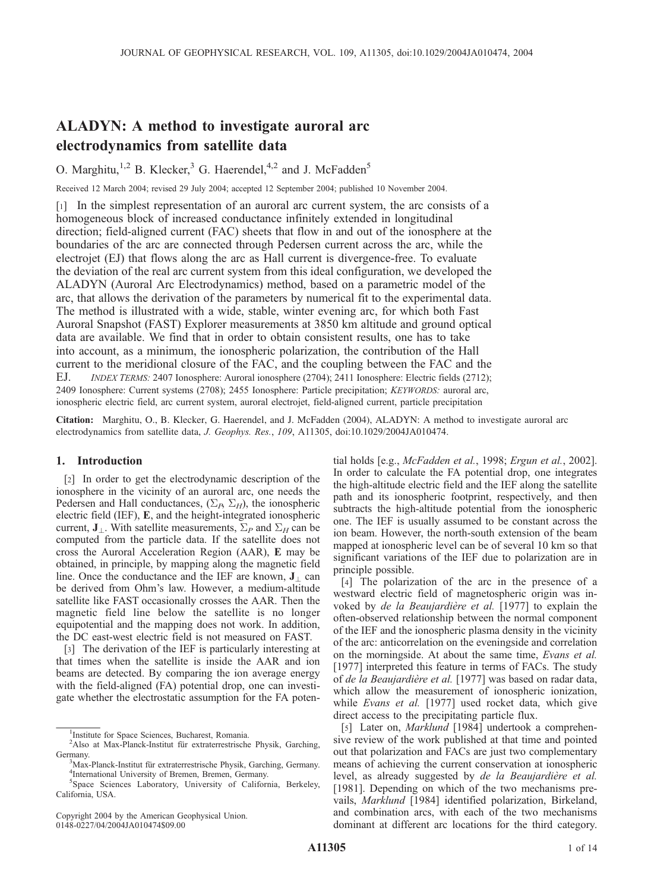# ALADYN: A method to investigate auroral arc electrodynamics from satellite data

O. Marghitu,[1,2] B. Klecker,[3] G. Haerendel,[4,2] and J. McFadden[5]

Received 12 March 2004; revised 29 July 2004; accepted 12 September 2004; published 10 November 2004.

[1] In the simplest representation of an auroral arc current system, the arc consists of a homogeneous block of increased conductance infinitely extended in longitudinal direction; field-aligned current (FAC) sheets that flow in and out of the ionosphere at the boundaries of the arc are connected through Pedersen current across the arc, while the electrojet (EJ) that flows along the arc as Hall current is divergence-free. To evaluate the deviation of the real arc current system from this ideal configuration, we developed the ALADYN (Auroral Arc Electrodynamics) method, based on a parametric model of the arc, that allows the derivation of the parameters by numerical fit to the experimental data. The method is illustrated with a wide, stable, winter evening arc, for which both Fast Auroral Snapshot (FAST) Explorer measurements at 3850 km altitude and ground optical data are available. We find that in order to obtain consistent results, one has to take into account, as a minimum, the ionospheric polarization, the contribution of the Hall current to the meridional closure of the FAC, and the coupling between the FAC and the EJ. *INDEX TERMS:* 2407 Ionosphere: Auroral ionosphere (2704); 2411 Ionosphere: Electric fields (2712); 2409 Ionosphere: Current systems (2708); 2455 Ionosphere: Particle precipitation; *KEYWORDS:* auroral arc, ionospheric electric field, arc current system, auroral electrojet, field-aligned current, particle precipitation

**Citation:** Marghitu, O., B. Klecker, G. Haerendel, and J. McFadden (2004), ALADYN: A method to investigate auroral arc electrodynamics from satellite data, *J. Geophys. Res.*, *109*, A11305, doi:10.1029/2004JA010474.

## 1. Introduction

[2] In order to get the electrodynamic description of the ionosphere in the vicinity of an auroral arc, one needs the Pedersen and Hall conductances, ($\Sigma_P$, $\Sigma_H$), the ionospheric electric field (IEF), $\mathbf{E}$, and the height-integrated ionospheric current, $\mathbf{J}_\perp$. With satellite measurements, $\Sigma_P$ and $\Sigma_H$ can be computed from the particle data. If the satellite does not cross the Auroral Acceleration Region (AAR), $\mathbf{E}$ may be obtained, in principle, by mapping along the magnetic field line. Once the conductance and the IEF are known, $\mathbf{J}_\perp$ can be derived from Ohm's law. However, a medium-altitude satellite like FAST occasionally crosses the AAR. Then the magnetic field line below the satellite is no longer equipotential and the mapping does not work. In addition, the DC east-west electric field is not measured on FAST.

[3] The derivation of the IEF is particularly interesting at that times when the satellite is inside the AAR and ion beams are detected. By comparing the ion average energy with the field-aligned (FA) potential drop, one can investigate whether the electrostatic assumption for the FA potential holds [e.g., *McFadden et al.*, 1998; *Ergun et al.*, 2002]. In order to calculate the FA potential drop, one integrates the high-altitude electric field and the IEF along the satellite path and its ionospheric footprint, respectively, and then subtracts the high-altitude potential from the ionospheric one. The IEF is usually assumed to be constant across the ion beam. However, the north-south extension of the beam mapped at ionospheric level can be of several 10 km so that significant variations of the IEF due to polarization are in principle possible.

[4] The polarization of the arc in the presence of a westward electric field of magnetospheric origin was invoked by *de la Beaujardière et al.* [1977] to explain the often-observed relationship between the normal component of the IEF and the ionospheric plasma density in the vicinity of the arc: anticorrelation on the eveningside and correlation on the morningside. At about the same time, *Evans et al.* [1977] interpreted this feature in terms of FACs. The study of *de la Beaujardière et al.* [1977] was based on radar data, which allow the measurement of ionospheric ionization, while *Evans et al.* [1977] used rocket data, which give direct access to the precipitating particle flux.

[5] Later on, *Marklund* [1984] undertook a comprehensive review of the work published at that time and pointed out that polarization and FACs are just two complementary means of achieving the current conservation at ionospheric level, as already suggested by *de la Beaujardière et al.* [1981]. Depending on which of the two mechanisms prevails, *Marklund* [1984] identified polarization, Birkeland, and combination arcs, with each of the two mechanisms dominant at different arc locations for the third category.

---

[1] Institute for Space Sciences, Bucharest, Romania.
[2] Also at Max-Planck-Institut für extraterrestrische Physik, Garching, Germany.
[3] Max-Planck-Institut für extraterrestrische Physik, Garching, Germany.
[4] International University of Bremen, Bremen, Germany.
[5] Space Sciences Laboratory, University of California, Berkeley, California, USA.

Copyright 2004 by the American Geophysical Union.
0148-0227/04/2004JA010474$09.00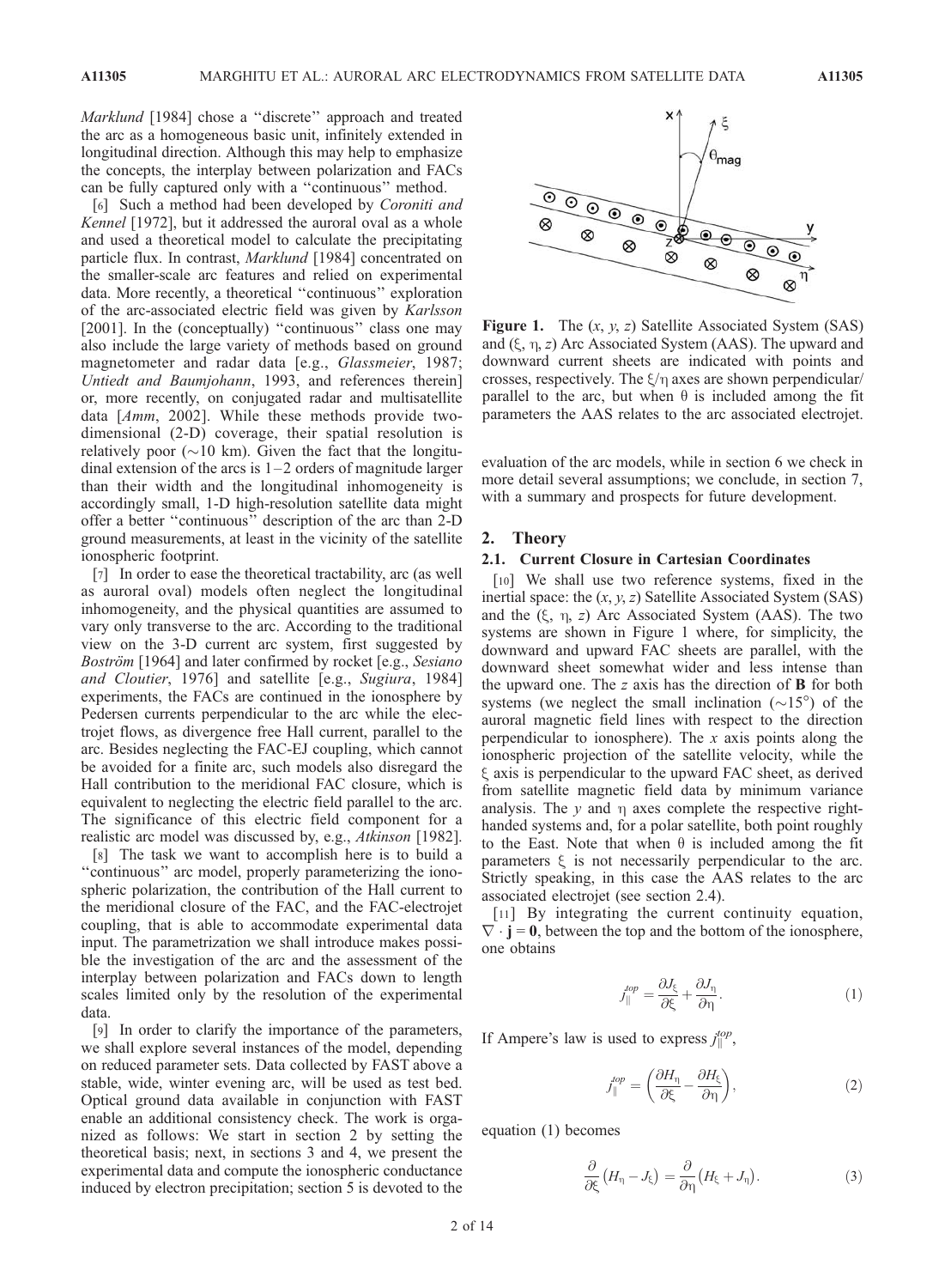*Marklund* [1984] chose a "discrete" approach and treated the arc as a homogeneous basic unit, infinitely extended in longitudinal direction. Although this may help to emphasize the concepts, the interplay between polarization and FACs can be fully captured only with a "continuous" method.

[6] Such a method had been developed by *Coroniti and Kennel* [1972], but it addressed the auroral oval as a whole and used a theoretical model to calculate the precipitating particle flux. In contrast, *Marklund* [1984] concentrated on the smaller-scale arc features and relied on experimental data. More recently, a theoretical "continuous" exploration of the arc-associated electric field was given by *Karlsson* [2001]. In the (conceptually) "continuous" class one may also include the large variety of methods based on ground magnetometer and radar data [e.g., *Glassmeier*, 1987; *Untiedt and Baumjohann*, 1993, and references therein] or, more recently, on conjugated radar and multisatellite data [*Amm*, 2002]. While these methods provide two-dimensional (2-D) coverage, their spatial resolution is relatively poor (~10 km). Given the fact that the longitudinal extension of the arcs is 1–2 orders of magnitude larger than their width and the longitudinal inhomogeneity is accordingly small, 1-D high-resolution satellite data might offer a better "continuous" description of the arc than 2-D ground measurements, at least in the vicinity of the satellite ionospheric footprint.

[7] In order to ease the theoretical tractability, arc (as well as auroral oval) models often neglect the longitudinal inhomogeneity, and the physical quantities are assumed to vary only transverse to the arc. According to the traditional view on the 3-D current arc system, first suggested by *Boström* [1964] and later confirmed by rocket [e.g., *Sesiano and Cloutier*, 1976] and satellite [e.g., *Sugiura*, 1984] experiments, the FACs are continued in the ionosphere by Pedersen currents perpendicular to the arc while the electrojet flows, as divergence free Hall current, parallel to the arc. Besides neglecting the FAC-EJ coupling, which cannot be avoided for a finite arc, such models also disregard the Hall contribution to the meridional FAC closure, which is equivalent to neglecting the electric field parallel to the arc. The significance of this electric field component for a realistic arc model was discussed by, e.g., *Atkinson* [1982].

[8] The task we want to accomplish here is to build a "continuous" arc model, properly parameterizing the ionospheric polarization, the contribution of the Hall current to the meridional closure of the FAC, and the FAC-electrojet coupling, that is able to accommodate experimental data input. The parametrization we shall introduce makes possible the investigation of the arc and the assessment of the interplay between polarization and FACs down to length scales limited only by the resolution of the experimental data.

[9] In order to clarify the importance of the parameters, we shall explore several instances of the model, depending on reduced parameter sets. Data collected by FAST above a stable, wide, winter evening arc, will be used as test bed. Optical ground data available in conjunction with FAST enable an additional consistency check. The work is organized as follows: We start in section 2 by setting the theoretical basis; next, in sections 3 and 4, we present the experimental data and compute the ionospheric conductance induced by electron precipitation; section 5 is devoted to the evaluation of the arc models, while in section 6 we check in more detail several assumptions; we conclude, in section 7, with a summary and prospects for future development.

**Figure 1.** The $(x, y, z)$ Satellite Associated System (SAS) and $(\xi, \eta, z)$ Arc Associated System (AAS). The upward and downward current sheets are indicated with points and crosses, respectively. The $\xi/\eta$ axes are shown perpendicular/parallel to the arc, but when $\theta$ is included among the fit parameters the AAS relates to the arc associated electrojet.

## 2. Theory

### 2.1. Current Closure in Cartesian Coordinates

[10] We shall use two reference systems, fixed in the inertial space: the $(x, y, z)$ Satellite Associated System (SAS) and the $(\xi, \eta, z)$ Arc Associated System (AAS). The two systems are shown in Figure 1 where, for simplicity, the downward and upward FAC sheets are parallel, with the downward sheet somewhat wider and less intense than the upward one. The $z$ axis has the direction of $\mathbf{B}$ for both systems (we neglect the small inclination (~15°) of the auroral magnetic field lines with respect to the direction perpendicular to ionosphere). The $x$ axis points along the ionospheric projection of the satellite velocity, while the $\xi$ axis is perpendicular to the upward FAC sheet, as derived from satellite magnetic field data by minimum variance analysis. The $y$ and $\eta$ axes complete the respective right-handed systems and, for a polar satellite, both point roughly to the East. Note that when $\theta$ is included among the fit parameters $\xi$ is not necessarily perpendicular to the arc. Strictly speaking, in this case the AAS relates to the arc associated electrojet (see section 2.4).

[11] By integrating the current continuity equation, $\nabla \cdot \mathbf{j} = \mathbf{0}$, between the top and the bottom of the ionosphere, one obtains

$$j_{\parallel}^{top} = \frac{\partial J_\xi}{\partial \xi} + \frac{\partial J_\eta}{\partial \eta}. \tag{1}$$

If Ampere's law is used to express $j_{\parallel}^{top}$,

$$j_{\parallel}^{top} = \left( \frac{\partial H_\eta}{\partial \xi} - \frac{\partial H_\xi}{\partial \eta} \right), \tag{2}$$

equation (1) becomes

$$\frac{\partial}{\partial \xi}\left(H_\eta - J_\xi\right) = \frac{\partial}{\partial \eta}\left(H_\xi + J_\eta\right). \tag{3}$$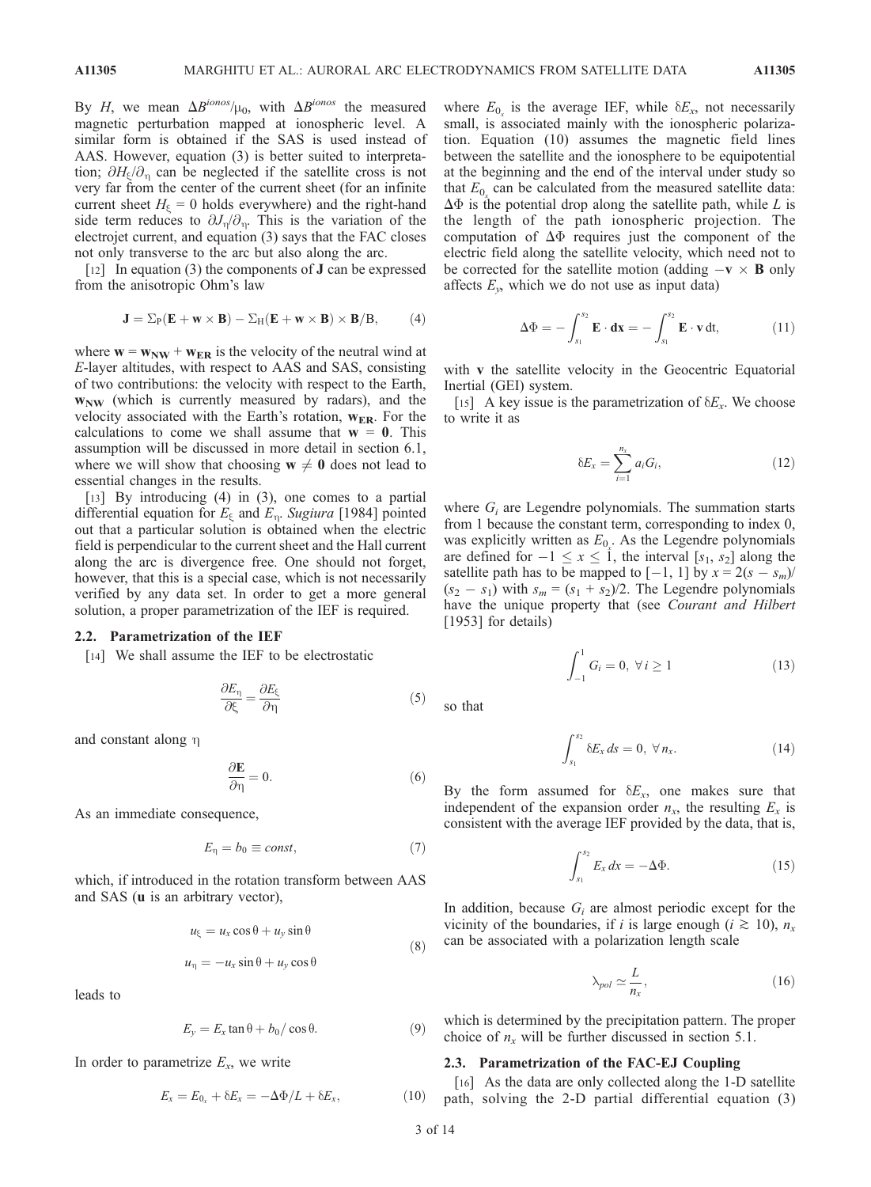By $H$, we mean $\Delta B^{ionos}/\mu_0$, with $\Delta B^{ionos}$ the measured magnetic perturbation mapped at ionospheric level. A similar form is obtained if the SAS is used instead of AAS. However, equation (3) is better suited to interpretation; $\partial H_\xi/\partial_\eta$ can be neglected if the satellite cross is not very far from the center of the current sheet (for an infinite current sheet $H_\xi = 0$ holds everywhere) and the right-hand side term reduces to $\partial J_\eta/\partial_\eta$. This is the variation of the electrojet current, and equation (3) says that the FAC closes not only transverse to the arc but also along the arc.

[12] In equation (3) the components of $\mathbf{J}$ can be expressed from the anisotropic Ohm's law

$$\mathbf{J} = \Sigma_P(\mathbf{E} + \mathbf{w} \times \mathbf{B}) - \Sigma_H(\mathbf{E} + \mathbf{w} \times \mathbf{B}) \times \mathbf{B}/B, \tag{4}$$

where $\mathbf{w} = \mathbf{w_{NW}} + \mathbf{w_{ER}}$ is the velocity of the neutral wind at $E$-layer altitudes, with respect to AAS and SAS, consisting of two contributions: the velocity with respect to the Earth, $\mathbf{w_{NW}}$ (which is currently measured by radars), and the velocity associated with the Earth's rotation, $\mathbf{w_{ER}}$. For the calculations to come we shall assume that $\mathbf{w} = \mathbf{0}$. This assumption will be discussed in more detail in section 6.1, where we will show that choosing $\mathbf{w} \neq \mathbf{0}$ does not lead to essential changes in the results.

[13] By introducing (4) in (3), one comes to a partial differential equation for $E_\xi$ and $E_\eta$. *Sugiura* [1984] pointed out that a particular solution is obtained when the electric field is perpendicular to the current sheet and the Hall current along the arc is divergence free. One should not forget, however, that this is a special case, which is not necessarily verified by any data set. In order to get a more general solution, a proper parametrization of the IEF is required.

### 2.2. Parametrization of the IEF

[14] We shall assume the IEF to be electrostatic

$$\frac{\partial E_\eta}{\partial \xi} = \frac{\partial E_\xi}{\partial \eta} \tag{5}$$

and constant along $\eta$

$$\frac{\partial \mathbf{E}}{\partial \eta} = 0. \tag{6}$$

As an immediate consequence,

$$E_\eta = b_0 \equiv const, \tag{7}$$

which, if introduced in the rotation transform between AAS and SAS ($\mathbf{u}$ is an arbitrary vector),

$$\begin{aligned} u_\xi &= u_x \cos\theta + u_y \sin\theta \\ u_\eta &= -u_x \sin\theta + u_y \cos\theta \end{aligned} \tag{8}$$

leads to

$$E_y = E_x \tan\theta + b_0/\cos\theta. \tag{9}$$

In order to parametrize $E_x$, we write

$$E_x = E_{0_x} + \delta E_x = -\Delta\Phi/L + \delta E_x, \tag{10}$$

where $E_{0_x}$ is the average IEF, while $\delta E_x$, not necessarily small, is associated mainly with the ionospheric polarization. Equation (10) assumes the magnetic field lines between the satellite and the ionosphere to be equipotential at the beginning and the end of the interval under study so that $E_{0_x}$ can be calculated from the measured satellite data: $\Delta\Phi$ is the potential drop along the satellite path, while $L$ is the length of the path ionospheric projection. The computation of $\Delta\Phi$ requires just the component of the electric field along the satellite velocity, which need not to be corrected for the satellite motion (adding $-\mathbf{v} \times \mathbf{B}$ only affects $E_y$, which we do not use as input data)

$$\Delta\Phi = -\int_{s_1}^{s_2} \mathbf{E} \cdot \mathbf{dx} = -\int_{s_1}^{s_2} \mathbf{E} \cdot \mathbf{v}\, dt, \tag{11}$$

with $\mathbf{v}$ the satellite velocity in the Geocentric Equatorial Inertial (GEI) system.

[15] A key issue is the parametrization of $\delta E_x$. We choose to write it as

$$\delta E_x = \sum_{i=1}^{n_x} a_i G_i, \tag{12}$$

where $G_i$ are Legendre polynomials. The summation starts from 1 because the constant term, corresponding to index 0, was explicitly written as $E_{0_x}$. As the Legendre polynomials are defined for $-1 \leq x \leq 1$, the interval $[s_1, s_2]$ along the satellite path has to be mapped to $[-1, 1]$ by $x = 2(s - s_m)/(s_2 - s_1)$ with $s_m = (s_1 + s_2)/2$. The Legendre polynomials have the unique property that (see *Courant and Hilbert* [1953] for details)

$$\int_{-1}^{1} G_i = 0, \ \forall\, i \geq 1 \tag{13}$$

so that

$$\int_{s_1}^{s_2} \delta E_x\, ds = 0, \ \forall\, n_x. \tag{14}$$

By the form assumed for $\delta E_x$, one makes sure that independent of the expansion order $n_x$, the resulting $E_x$ is consistent with the average IEF provided by the data, that is,

$$\int_{s_1}^{s_2} E_x\, dx = -\Delta\Phi. \tag{15}$$

In addition, because $G_i$ are almost periodic except for the vicinity of the boundaries, if $i$ is large enough ($i \gtrsim 10$), $n_x$ can be associated with a polarization length scale

$$\lambda_{pol} \simeq \frac{L}{n_x}, \tag{16}$$

which is determined by the precipitation pattern. The proper choice of $n_x$ will be further discussed in section 5.1.

### 2.3. Parametrization of the FAC-EJ Coupling

[16] As the data are only collected along the 1-D satellite path, solving the 2-D partial differential equation (3)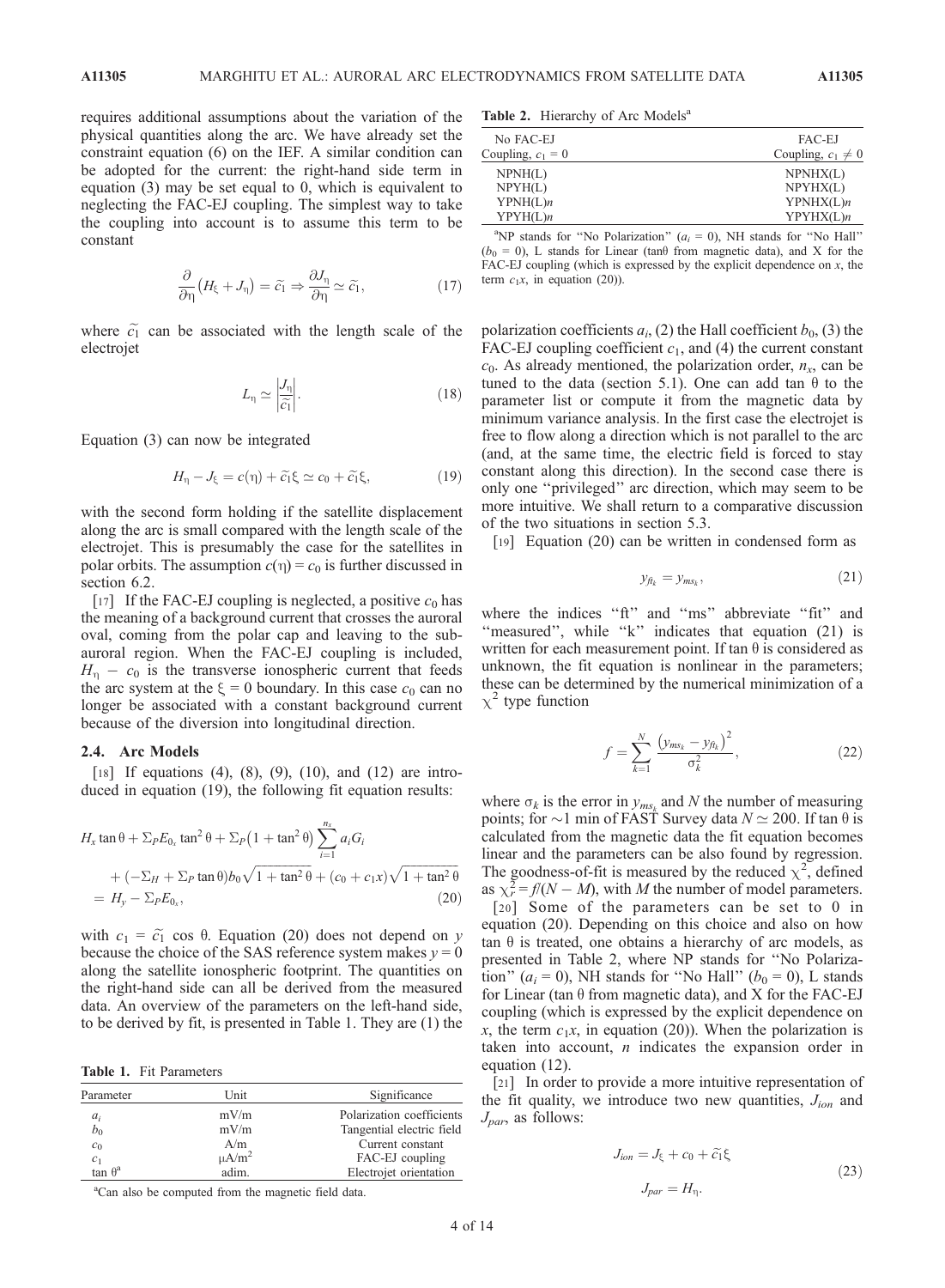requires additional assumptions about the variation of the physical quantities along the arc. We have already set the constraint equation (6) on the IEF. A similar condition can be adopted for the current: the right-hand side term in equation (3) may be set equal to 0, which is equivalent to neglecting the FAC-EJ coupling. The simplest way to take the coupling into account is to assume this term to be constant

$$\frac{\partial}{\partial \eta}\left(H_\xi + J_\eta\right) = \widetilde{c_1} \Rightarrow \frac{\partial J_\eta}{\partial \eta} \simeq \widetilde{c_1}, \tag{17}$$

where $\widetilde{c_1}$ can be associated with the length scale of the electrojet

$$L_\eta \simeq \left|\frac{J_\eta}{\widetilde{c_1}}\right|. \tag{18}$$

Equation (3) can now be integrated

$$H_\eta - J_\xi = c(\eta) + \widetilde{c_1}\xi \simeq c_0 + \widetilde{c_1}\xi, \tag{19}$$

with the second form holding if the satellite displacement along the arc is small compared with the length scale of the electrojet. This is presumably the case for the satellites in polar orbits. The assumption $c(\eta) = c_0$ is further discussed in section 6.2.

[17] If the FAC-EJ coupling is neglected, a positive $c_0$ has the meaning of a background current that crosses the auroral oval, coming from the polar cap and leaving to the subauroral region. When the FAC-EJ coupling is included, $H_\eta - c_0$ is the transverse ionospheric current that feeds the arc system at the $\xi = 0$ boundary. In this case $c_0$ can no longer be associated with a constant background current because of the diversion into longitudinal direction.

### 2.4. Arc Models

[18] If equations (4), (8), (9), (10), and (12) are introduced in equation (19), the following fit equation results:

$$\begin{aligned} &H_x \tan\theta + \Sigma_P E_{0_x} \tan^2\theta + \Sigma_P\left(1 + \tan^2\theta\right)\sum_{i=1}^{n_x} a_i G_i \\ &\quad + (-\Sigma_H + \Sigma_P \tan\theta)b_0\sqrt{1+\tan^2\theta} + (c_0 + c_1 x)\sqrt{1+\tan^2\theta} \\ &= H_y - \Sigma_P E_{0_x}, \end{aligned} \tag{20}$$

with $c_1 = \widetilde{c_1}\cos\theta$. Equation (20) does not depend on $y$ because the choice of the SAS reference system makes $y = 0$ along the satellite ionospheric footprint. The quantities on the right-hand side can all be derived from the measured data. An overview of the parameters on the left-hand side, to be derived by fit, is presented in Table 1. They are (1) the polarization coefficients $a_i$, (2) the Hall coefficient $b_0$, (3) the FAC-EJ coupling coefficient $c_1$, and (4) the current constant $c_0$. As already mentioned, the polarization order, $n_x$, can be tuned to the data (section 5.1). One can add $\tan\theta$ to the parameter list or compute it from the magnetic data by minimum variance analysis. In the first case the electrojet is free to flow along a direction which is not parallel to the arc (and, at the same time, the electric field is forced to stay constant along this direction). In the second case there is only one "privileged" arc direction, which may seem to be more intuitive. We shall return to a comparative discussion of the two situations in section 5.3.

**Table 1.** Fit Parameters

| Parameter | Unit | Significance |
|---|---|---|
| $a_i$ | mV/m | Polarization coefficients |
| $b_0$ | mV/m | Tangential electric field |
| $c_0$ | A/m | Current constant |
| $c_1$ | $\mu$A/m$^2$ | FAC-EJ coupling |
| $\tan\theta$[a] | adim. | Electrojet orientation |

[a]Can also be computed from the magnetic field data.

[19] Equation (20) can be written in condensed form as

$$y_{ft_k} = y_{ms_k}, \tag{21}$$

where the indices "ft" and "ms" abbreviate "fit" and "measured", while "k" indicates that equation (21) is written for each measurement point. If $\tan\theta$ is considered as unknown, the fit equation is nonlinear in the parameters; these can be determined by the numerical minimization of a $\chi^2$ type function

$$f = \sum_{k=1}^{N} \frac{\left(y_{ms_k} - y_{ft_k}\right)^2}{\sigma_k^2}, \tag{22}$$

where $\sigma_k$ is the error in $y_{ms_k}$ and $N$ the number of measuring points; for ~1 min of FAST Survey data $N \simeq 200$. If $\tan\theta$ is calculated from the magnetic data the fit equation becomes linear and the parameters can be also found by regression. The goodness-of-fit is measured by the reduced $\chi^2$, defined as $\chi_r^2 = f/(N - M)$, with $M$ the number of model parameters.

[20] Some of the parameters can be set to 0 in equation (20). Depending on this choice and also on how $\tan\theta$ is treated, one obtains a hierarchy of arc models, as presented in Table 2, where NP stands for "No Polarization" ($a_i = 0$), NH stands for "No Hall" ($b_0 = 0$), L stands for Linear ($\tan\theta$ from magnetic data), and X for the FAC-EJ coupling (which is expressed by the explicit dependence on $x$, the term $c_1x$, in equation (20)). When the polarization is taken into account, $n$ indicates the expansion order in equation (12).

**Table 2.** Hierarchy of Arc Models[a]

| No FAC-EJ Coupling, $c_1 = 0$ | FAC-EJ Coupling, $c_1 \neq 0$ |
|---|---|
| NPNH(L) | NPNHX(L) |
| NPYH(L) | NPYHX(L) |
| YPNH(L)$n$ | YPNHX(L)$n$ |
| YPYH(L)$n$ | YPYHX(L)$n$ |

[a]NP stands for "No Polarization" ($a_i = 0$), NH stands for "No Hall" ($b_0 = 0$), L stands for Linear ($\tan\theta$ from magnetic data), and X for the FAC-EJ coupling (which is expressed by the explicit dependence on $x$, the term $c_1x$, in equation (20)).

[21] In order to provide a more intuitive representation of the fit quality, we introduce two new quantities, $J_{ion}$ and $J_{par}$, as follows:

$$\begin{aligned} J_{ion} &= J_\xi + c_0 + \widetilde{c_1}\xi \\ J_{par} &= H_\eta. \end{aligned} \tag{23}$$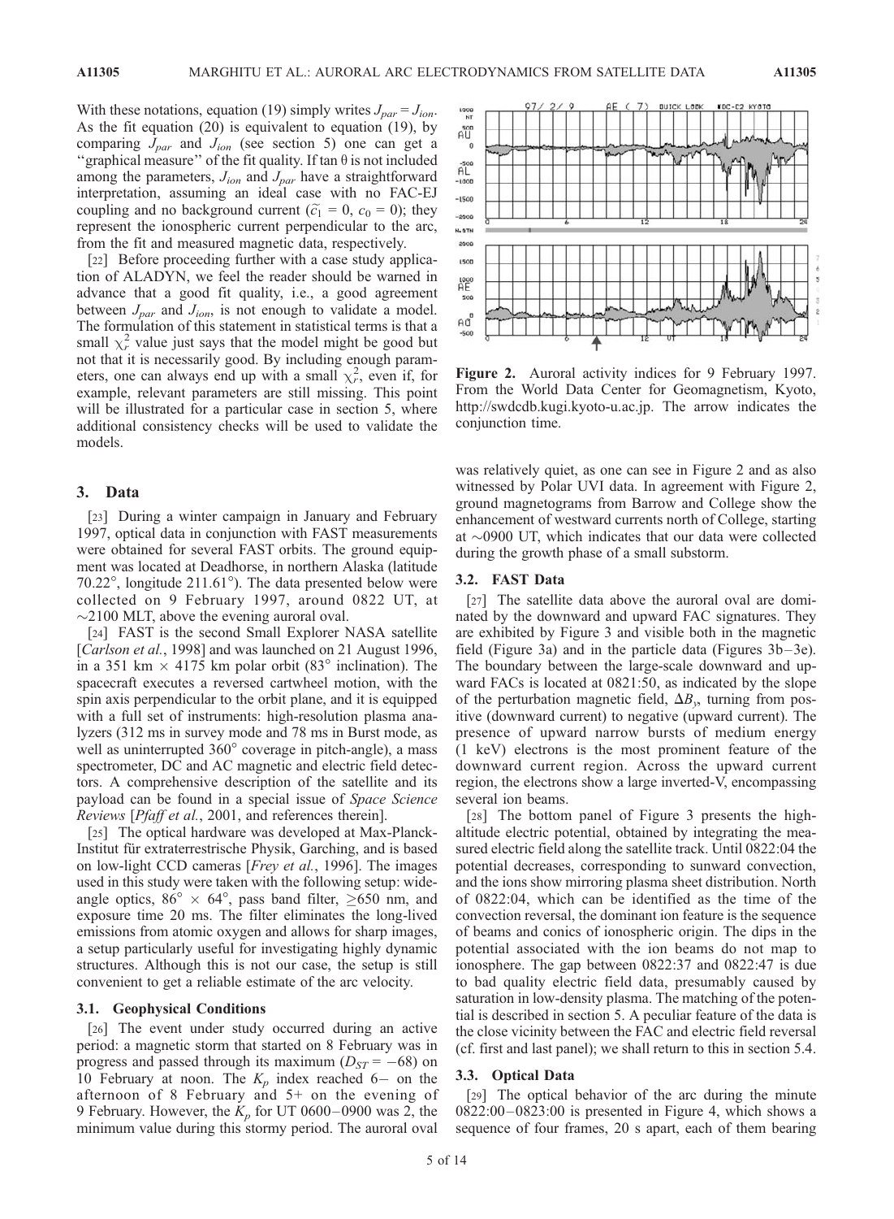With these notations, equation (19) simply writes $J_{par} = J_{ion}$. As the fit equation (20) is equivalent to equation (19), by comparing $J_{par}$ and $J_{ion}$ (see section 5) one can get a "graphical measure" of the fit quality. If tan θ is not included among the parameters, $J_{ion}$ and $J_{par}$ have a straightforward interpretation, assuming an ideal case with no FAC-EJ coupling and no background current ($\tilde{c}_1 = 0$, $c_0 = 0$); they represent the ionospheric current perpendicular to the arc, from the fit and measured magnetic data, respectively.

[22] Before proceeding further with a case study application of ALADYN, we feel the reader should be warned in advance that a good fit quality, i.e., a good agreement between $J_{par}$ and $J_{ion}$, is not enough to validate a model. The formulation of this statement in statistical terms is that a small $\chi_r^2$ value just says that the model might be good but not that it is necessarily good. By including enough parameters, one can always end up with a small $\chi_r^2$, even if, for example, relevant parameters are still missing. This point will be illustrated for a particular case in section 5, where additional consistency checks will be used to validate the models.

## 3. Data

[23] During a winter campaign in January and February 1997, optical data in conjunction with FAST measurements were obtained for several FAST orbits. The ground equipment was located at Deadhorse, in northern Alaska (latitude 70.22°, longitude 211.61°). The data presented below were collected on 9 February 1997, around 0822 UT, at ~2100 MLT, above the evening auroral oval.

[24] FAST is the second Small Explorer NASA satellite [*Carlson et al.*, 1998] and was launched on 21 August 1996, in a 351 km × 4175 km polar orbit (83° inclination). The spacecraft executes a reversed cartwheel motion, with the spin axis perpendicular to the orbit plane, and it is equipped with a full set of instruments: high-resolution plasma analyzers (312 ms in survey mode and 78 ms in Burst mode, as well as uninterrupted 360° coverage in pitch-angle), a mass spectrometer, DC and AC magnetic and electric field detectors. A comprehensive description of the satellite and its payload can be found in a special issue of *Space Science Reviews* [*Pfaff et al.*, 2001, and references therein].

[25] The optical hardware was developed at Max-Planck-Institut für extraterrestrische Physik, Garching, and is based on low-light CCD cameras [*Frey et al.*, 1996]. The images used in this study were taken with the following setup: wide-angle optics, 86° × 64°, pass band filter, ≥650 nm, and exposure time 20 ms. The filter eliminates the long-lived emissions from atomic oxygen and allows for sharp images, a setup particularly useful for investigating highly dynamic structures. Although this is not our case, the setup is still convenient to get a reliable estimate of the arc velocity.

### 3.1. Geophysical Conditions

[26] The event under study occurred during an active period: a magnetic storm that started on 8 February was in progress and passed through its maximum ($D_{ST} = -68$) on 10 February at noon. The $K_p$ index reached 6− on the afternoon of 8 February and 5+ on the evening of 9 February. However, the $K_p$ for UT 0600–0900 was 2, the minimum value during this stormy period. The auroral oval was relatively quiet, as one can see in Figure 2 and as also witnessed by Polar UVI data. In agreement with Figure 2, ground magnetograms from Barrow and College show the enhancement of westward currents north of College, starting at ~0900 UT, which indicates that our data were collected during the growth phase of a small substorm.

**Figure 2.** Auroral activity indices for 9 February 1997. From the World Data Center for Geomagnetism, Kyoto, http://swdcdb.kugi.kyoto-u.ac.jp. The arrow indicates the conjunction time.

### 3.2. FAST Data

[27] The satellite data above the auroral oval are dominated by the downward and upward FAC signatures. They are exhibited by Figure 3 and visible both in the magnetic field (Figure 3a) and in the particle data (Figures 3b–3e). The boundary between the large-scale downward and upward FACs is located at 0821:50, as indicated by the slope of the perturbation magnetic field, $\Delta B_y$, turning from positive (downward current) to negative (upward current). The presence of upward narrow bursts of medium energy (1 keV) electrons is the most prominent feature of the downward current region. Across the upward current region, the electrons show a large inverted-V, encompassing several ion beams.

[28] The bottom panel of Figure 3 presents the high-altitude electric potential, obtained by integrating the measured electric field along the satellite track. Until 0822:04 the potential decreases, corresponding to sunward convection, and the ions show mirroring plasma sheet distribution. North of 0822:04, which can be identified as the time of the convection reversal, the dominant ion feature is the sequence of beams and conics of ionospheric origin. The dips in the potential associated with the ion beams do not map to ionosphere. The gap between 0822:37 and 0822:47 is due to bad quality electric field data, presumably caused by saturation in low-density plasma. The matching of the potential is described in section 5. A peculiar feature of the data is the close vicinity between the FAC and electric field reversal (cf. first and last panel); we shall return to this in section 5.4.

### 3.3. Optical Data

[29] The optical behavior of the arc during the minute 0822:00–0823:00 is presented in Figure 4, which shows a sequence of four frames, 20 s apart, each of them bearing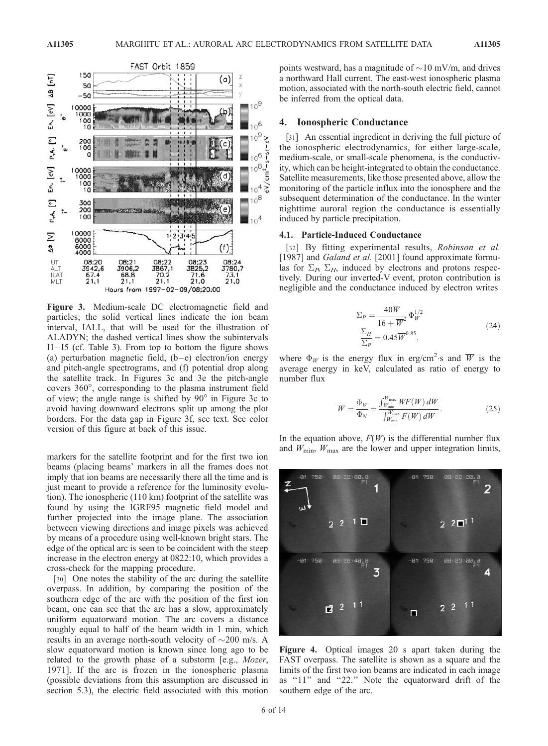Figure 3. Medium-scale DC electromagnetic field and particles; the solid vertical lines indicate the ion beam interval, IALL, that will be used for the illustration of ALADYN; the dashed vertical lines show the subintervals I1–I5 (cf. Table 3). From top to bottom the figure shows (a) perturbation magnetic field, (b–e) electron/ion energy and pitch-angle spectrograms, and (f) potential drop along the satellite track. In Figures 3c and 3e the pitch-angle covers 360°, corresponding to the plasma instrument field of view; the angle range is shifted by 90° in Figure 3c to avoid having downward electrons split up among the plot borders. For the data gap in Figure 3f, see text. See color version of this figure at back of this issue.

markers for the satellite footprint and for the first two ion beams (placing beams' markers in all the frames does not imply that ion beams are necessarily there all the time and is just meant to provide a reference for the luminosity evolution). The ionospheric (110 km) footprint of the satellite was found by using the IGRF95 magnetic field model and further projected into the image plane. The association between viewing directions and image pixels was achieved by means of a procedure using well-known bright stars. The edge of the optical arc is seen to be coincident with the steep increase in the electron energy at 0822:10, which provides a cross-check for the mapping procedure.

[30] One notes the stability of the arc during the satellite overpass. In addition, by comparing the position of the southern edge of the arc with the position of the first ion beam, one can see that the arc has a slow, approximately uniform equatorward motion. The arc covers a distance roughly equal to half of the beam width in 1 min, which results in an average north-south velocity of ~200 m/s. A slow equatorward motion is known since long ago to be related to the growth phase of a substorm [e.g., *Mozer*, 1971]. If the arc is frozen in the ionospheric plasma (possible deviations from this assumption are discussed in section 5.3), the electric field associated with this motion points westward, has a magnitude of ~10 mV/m, and drives a northward Hall current. The east-west ionospheric plasma motion, associated with the north-south electric field, cannot be inferred from the optical data.

## 4. Ionospheric Conductance

[31] An essential ingredient in deriving the full picture of the ionospheric electrodynamics, for either large-scale, medium-scale, or small-scale phenomena, is the conductivity, which can be height-integrated to obtain the conductance. Satellite measurements, like those presented above, allow the monitoring of the particle influx into the ionosphere and the subsequent determination of the conductance. In the winter nighttime auroral region the conductance is essentially induced by particle precipitation.

### 4.1. Particle-Induced Conductance

[32] By fitting experimental results, *Robinson et al.* [1987] and *Galand et al.* [2001] found approximate formulas for $\Sigma_P$, $\Sigma_H$, induced by electrons and protons respectively. During our inverted-V event, proton contribution is negligible and the conductance induced by electron writes

$$
\Sigma_P = \frac{40\overline{W}}{16+\overline{W}^2}\Phi_W^{1/2}
$$
$$
\frac{\Sigma_H}{\Sigma_P} = 0.45\overline{W}^{0.85}, \tag{24}
$$

where $\Phi_W$ is the energy flux in erg/cm$^2$·s and $\overline{W}$ is the average energy in keV, calculated as ratio of energy to number flux

$$
\overline{W} = \frac{\Phi_W}{\Phi_N} = \frac{\int_{W_{\min}}^{W_{\max}} WF(W)\,dW}{\int_{W_{\min}}^{W_{\max}} F(W)\,dW}. \tag{25}
$$

In the equation above, $F(W)$ is the differential number flux and $W_{\min}$, $W_{\max}$ are the lower and upper integration limits,

Figure 4. Optical images 20 s apart taken during the FAST overpass. The satellite is shown as a square and the limits of the first two ion beams are indicated in each image as "11" and "22." Note the equatorward drift of the southern edge of the arc.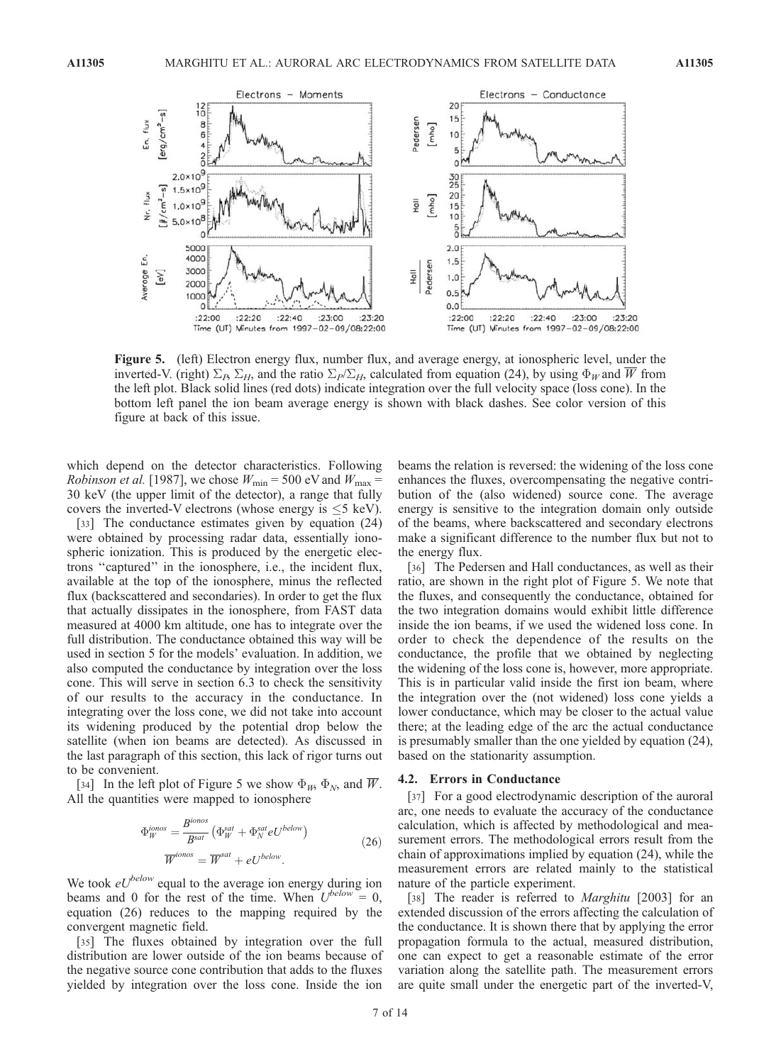**Figure 5.** (left) Electron energy flux, number flux, and average energy, at ionospheric level, under the inverted-V. (right) $\Sigma_P$, $\Sigma_H$, and the ratio $\Sigma_P/\Sigma_H$, calculated from equation (24), by using $\Phi_W$ and $\overline{W}$ from the left plot. Black solid lines (red dots) indicate integration over the full velocity space (loss cone). In the bottom left panel the ion beam average energy is shown with black dashes. See color version of this figure at back of this issue.

which depend on the detector characteristics. Following *Robinson et al.* [1987], we chose $W_{\min} = 500$ eV and $W_{\max} = 30$ keV (the upper limit of the detector), a range that fully covers the inverted-V electrons (whose energy is $\leq 5$ keV).

[33] The conductance estimates given by equation (24) were obtained by processing radar data, essentially ionospheric ionization. This is produced by the energetic electrons "captured" in the ionosphere, i.e., the incident flux, available at the top of the ionosphere, minus the reflected flux (backscattered and secondaries). In order to get the flux that actually dissipates in the ionosphere, from FAST data measured at 4000 km altitude, one has to integrate over the full distribution. The conductance obtained this way will be used in section 5 for the models' evaluation. In addition, we also computed the conductance by integration over the loss cone. This will serve in section 6.3 to check the sensitivity of our results to the accuracy in the conductance. In integrating over the loss cone, we did not take into account its widening produced by the potential drop below the satellite (when ion beams are detected). As discussed in the last paragraph of this section, this lack of rigor turns out to be convenient.

[34] In the left plot of Figure 5 we show $\Phi_W$, $\Phi_N$, and $\overline{W}$. All the quantities were mapped to ionosphere

$$
\begin{aligned}
\Phi_W^{ionos} &= \frac{B^{ionos}}{B^{sat}} \left( \Phi_W^{sat} + \Phi_N^{sat} e U^{below} \right) \\
\overline{W}^{ionos} &= \overline{W}^{sat} + e U^{below}.
\end{aligned}
\tag{26}
$$

We took $eU^{below}$ equal to the average ion energy during ion beams and 0 for the rest of the time. When $U^{below} = 0$, equation (26) reduces to the mapping required by the convergent magnetic field.

[35] The fluxes obtained by integration over the full distribution are lower outside of the ion beams because of the negative source cone contribution that adds to the fluxes yielded by integration over the loss cone. Inside the ion beams the relation is reversed: the widening of the loss cone enhances the fluxes, overcompensating the negative contribution of the (also widened) source cone. The average energy is sensitive to the integration domain only outside of the beams, where backscattered and secondary electrons make a significant difference to the number flux but not to the energy flux.

[36] The Pedersen and Hall conductances, as well as their ratio, are shown in the right plot of Figure 5. We note that the fluxes, and consequently the conductance, obtained for the two integration domains would exhibit little difference inside the ion beams, if we used the widened loss cone. In order to check the dependence of the results on the conductance, the profile that we obtained by neglecting the widening of the loss cone is, however, more appropriate. This is in particular valid inside the first ion beam, where the integration over the (not widened) loss cone yields a lower conductance, which may be closer to the actual value there; at the leading edge of the arc the actual conductance is presumably smaller than the one yielded by equation (24), based on the stationarity assumption.

### 4.2. Errors in Conductance

[37] For a good electrodynamic description of the auroral arc, one needs to evaluate the accuracy of the conductance calculation, which is affected by methodological and measurement errors. The methodological errors result from the chain of approximations implied by equation (24), while the measurement errors are related mainly to the statistical nature of the particle experiment.

[38] The reader is referred to *Marghitu* [2003] for an extended discussion of the errors affecting the calculation of the conductance. It is shown there that by applying the error propagation formula to the actual, measured distribution, one can expect to get a reasonable estimate of the error variation along the satellite path. The measurement errors are quite small under the energetic part of the inverted-V,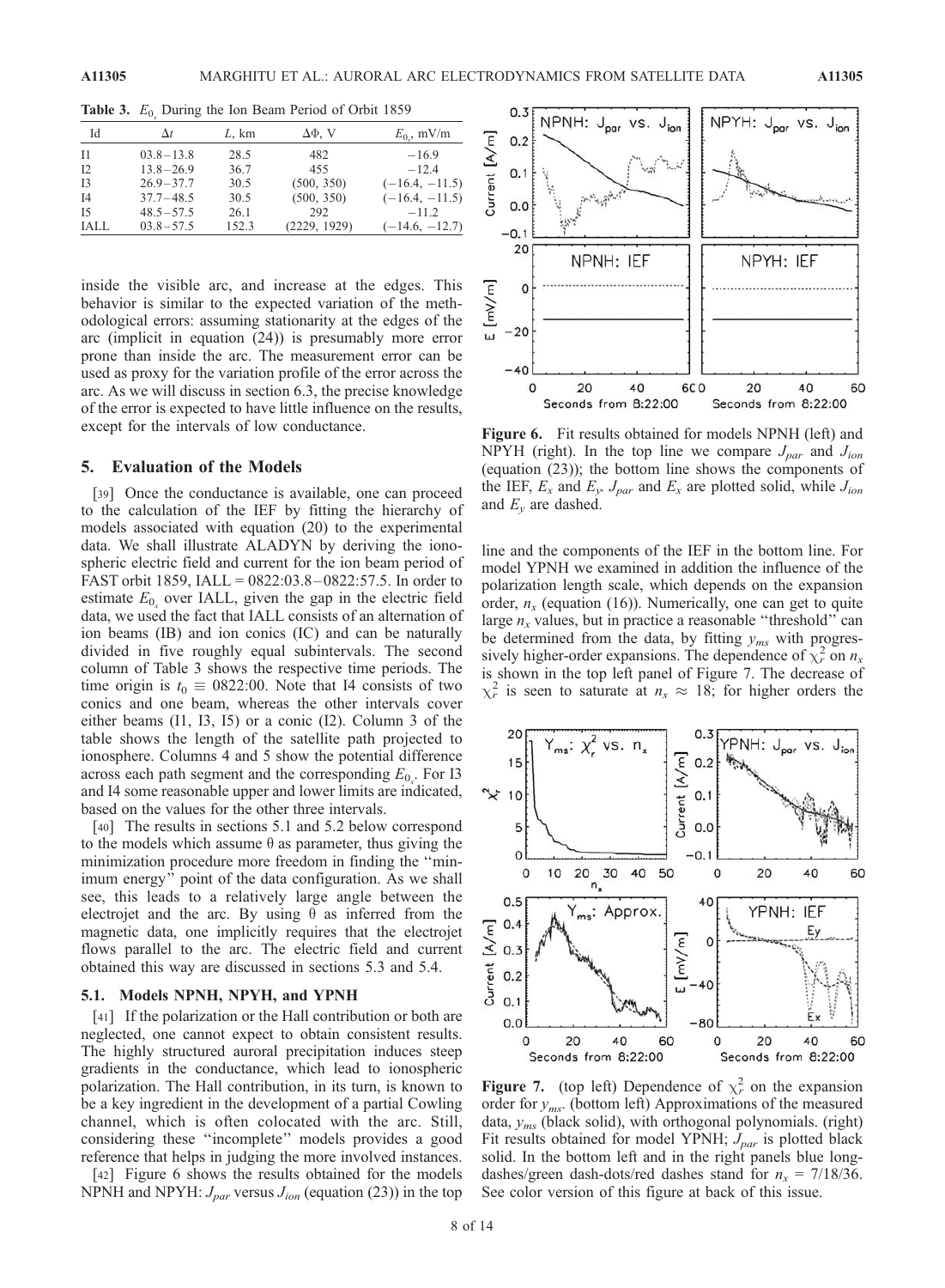**Table 3.** $E_{0_x}$ During the Ion Beam Period of Orbit 1859

| Id | $\Delta t$ | $L$, km | $\Delta\Phi$, V | $E_{0_x}$, mV/m |
|---|---|---|---|---|
| I1 | 03.8 – 13.8 | 28.5 | 482 | −16.9 |
| I2 | 13.8 – 26.9 | 36.7 | 455 | −12.4 |
| I3 | 26.9 – 37.7 | 30.5 | (500, 350) | (−16.4, −11.5) |
| I4 | 37.7 – 48.5 | 30.5 | (500, 350) | (−16.4, −11.5) |
| I5 | 48.5 – 57.5 | 26.1 | 292 | −11.2 |
| IALL | 03.8 – 57.5 | 152.3 | (2229, 1929) | (−14.6, −12.7) |

inside the visible arc, and increase at the edges. This behavior is similar to the expected variation of the methodological errors: assuming stationarity at the edges of the arc (implicit in equation (24)) is presumably more error prone than inside the arc. The measurement error can be used as proxy for the variation profile of the error across the arc. As we will discuss in section 6.3, the precise knowledge of the error is expected to have little influence on the results, except for the intervals of low conductance.

## 5. Evaluation of the Models

[39] Once the conductance is available, one can proceed to the calculation of the IEF by fitting the hierarchy of models associated with equation (20) to the experimental data. We shall illustrate ALADYN by deriving the ionospheric electric field and current for the ion beam period of FAST orbit 1859, IALL = 0822:03.8–0822:57.5. In order to estimate $E_{0_x}$ over IALL, given the gap in the electric field data, we used the fact that IALL consists of an alternation of ion beams (IB) and ion conics (IC) and can be naturally divided in five roughly equal subintervals. The second column of Table 3 shows the respective time periods. The time origin is $t_0 \equiv$ 0822:00. Note that I4 consists of two conics and one beam, whereas the other intervals cover either beams (I1, I3, I5) or a conic (I2). Column 3 of the table shows the length of the satellite path projected to ionosphere. Columns 4 and 5 show the potential difference across each path segment and the corresponding $E_{0_x}$. For I3 and I4 some reasonable upper and lower limits are indicated, based on the values for the other three intervals.

[40] The results in sections 5.1 and 5.2 below correspond to the models which assume $\theta$ as parameter, thus giving the minimization procedure more freedom in finding the "minimum energy" point of the data configuration. As we shall see, this leads to a relatively large angle between the electrojet and the arc. By using $\theta$ as inferred from the magnetic data, one implicitly requires that the electrojet flows parallel to the arc. The electric field and current obtained this way are discussed in sections 5.3 and 5.4.

### 5.1. Models NPNH, NPYH, and YPNH

[41] If the polarization or the Hall contribution or both are neglected, one cannot expect to obtain consistent results. The highly structured auroral precipitation induces steep gradients in the conductance, which lead to ionospheric polarization. The Hall contribution, in its turn, is known to be a key ingredient in the development of a partial Cowling channel, which is often colocated with the arc. Still, considering these "incomplete" models provides a good reference that helps in judging the more involved instances.

[42] Figure 6 shows the results obtained for the models NPNH and NPYH: $J_{par}$ versus $J_{ion}$ (equation (23)) in the top line and the components of the IEF in the bottom line. For model YPNH we examined in addition the influence of the polarization length scale, which depends on the expansion order, $n_x$ (equation (16)). Numerically, one can get to quite large $n_x$ values, but in practice a reasonable "threshold" can be determined from the data, by fitting $y_{ms}$ with progressively higher-order expansions. The dependence of $\chi_r^2$ on $n_x$ is shown in the top left panel of Figure 7. The decrease of $\chi_r^2$ is seen to saturate at $n_x \approx 18$; for higher orders the

**Figure 6.** Fit results obtained for models NPNH (left) and NPYH (right). In the top line we compare $J_{par}$ and $J_{ion}$ (equation (23)); the bottom line shows the components of the IEF, $E_x$ and $E_y$. $J_{par}$ and $E_x$ are plotted solid, while $J_{ion}$ and $E_y$ are dashed.

**Figure 7.** (top left) Dependence of $\chi_r^2$ on the expansion order for $y_{ms}$. (bottom left) Approximations of the measured data, $y_{ms}$ (black solid), with orthogonal polynomials. (right) Fit results obtained for model YPNH; $J_{par}$ is plotted black solid. In the bottom left and in the right panels blue long-dashes/green dash-dots/red dashes stand for $n_x$ = 7/18/36. See color version of this figure at back of this issue.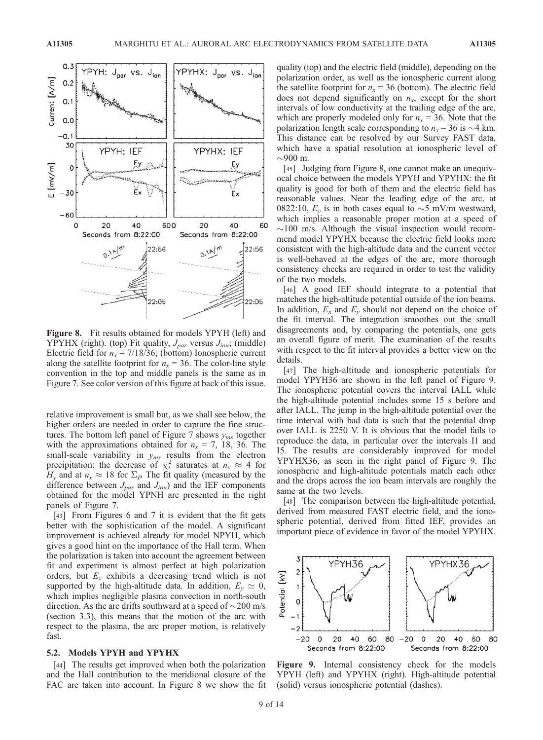Figure 8. Fit results obtained for models YPYH (left) and YPYHX (right). (top) Fit quality, $J_{par}$ versus $J_{ion}$; (middle) Electric field for $n_x$ = 7/18/36; (bottom) Ionospheric current along the satellite footprint for $n_x$ = 36. The color-line style convention in the top and middle panels is the same as in Figure 7. See color version of this figure at back of this issue.

relative improvement is small but, as we shall see below, the higher orders are needed in order to capture the fine structures. The bottom left panel of Figure 7 shows $y_{ms}$ together with the approximations obtained for $n_x$ = 7, 18, 36. The small-scale variability in $y_{ms}$ results from the electron precipitation: the decrease of $\chi_r^2$ saturates at $n_x \approx 4$ for $H_y$ and at $n_x \approx 18$ for $\Sigma_P$. The fit quality (measured by the difference between $J_{par}$ and $J_{ion}$) and the IEF components obtained for the model YPNH are presented in the right panels of Figure 7.

[43] From Figures 6 and 7 it is evident that the fit gets better with the sophistication of the model. A significant improvement is achieved already for model NPYH, which gives a good hint on the importance of the Hall term. When the polarization is taken into account the agreement between fit and experiment is almost perfect at high polarization orders, but $E_x$ exhibits a decreasing trend which is not supported by the high-altitude data. In addition, $E_y \simeq 0$, which implies negligible plasma convection in north-south direction. As the arc drifts southward at a speed of ~200 m/s (section 3.3), this means that the motion of the arc with respect to the plasma, the arc proper motion, is relatively fast.

## 5.2. Models YPYH and YPYHX

[44] The results get improved when both the polarization and the Hall contribution to the meridional closure of the FAC are taken into account. In Figure 8 we show the fit quality (top) and the electric field (middle), depending on the polarization order, as well as the ionospheric current along the satellite footprint for $n_x$ = 36 (bottom). The electric field does not depend significantly on $n_x$, except for the short intervals of low conductivity at the trailing edge of the arc, which are properly modeled only for $n_x$ = 36. Note that the polarization length scale corresponding to $n_x$ = 36 is ~4 km. This distance can be resolved by our Survey FAST data, which have a spatial resolution at ionospheric level of ~900 m.

[45] Judging from Figure 8, one cannot make an unequivocal choice between the models YPYH and YPYHX: the fit quality is good for both of them and the electric field has reasonable values. Near the leading edge of the arc, at 0822:10, $E_y$ is in both cases equal to ~5 mV/m westward, which implies a reasonable proper motion at a speed of ~100 m/s. Although the visual inspection would recommend model YPYHX because the electric field looks more consistent with the high-altitude data and the current vector is well-behaved at the edges of the arc, more thorough consistency checks are required in order to test the validity of the two models.

[46] A good IEF should integrate to a potential that matches the high-altitude potential outside of the ion beams. In addition, $E_x$ and $E_y$ should not depend on the choice of the fit interval. The integration smoothes out the small disagreements and, by comparing the potentials, one gets an overall figure of merit. The examination of the results with respect to the fit interval provides a better view on the details.

[47] The high-altitude and ionospheric potentials for model YPYH36 are shown in the left panel of Figure 9. The ionospheric potential covers the interval IALL while the high-altitude potential includes some 15 s before and after IALL. The jump in the high-altitude potential over the time interval with bad data is such that the potential drop over IALL is 2250 V. It is obvious that the model fails to reproduce the data, in particular over the intervals I1 and I5. The results are considerably improved for model YPYHX36, as seen in the right panel of Figure 9. The ionospheric and high-altitude potentials match each other and the drops across the ion beam intervals are roughly the same at the two levels.

[48] The comparison between the high-altitude potential, derived from measured FAST electric field, and the ionospheric potential, derived from fitted IEF, provides an important piece of evidence in favor of the model YPYHX.

Figure 9. Internal consistency check for the models YPYH (left) and YPYHX (right). High-altitude potential (solid) versus ionospheric potential (dashes).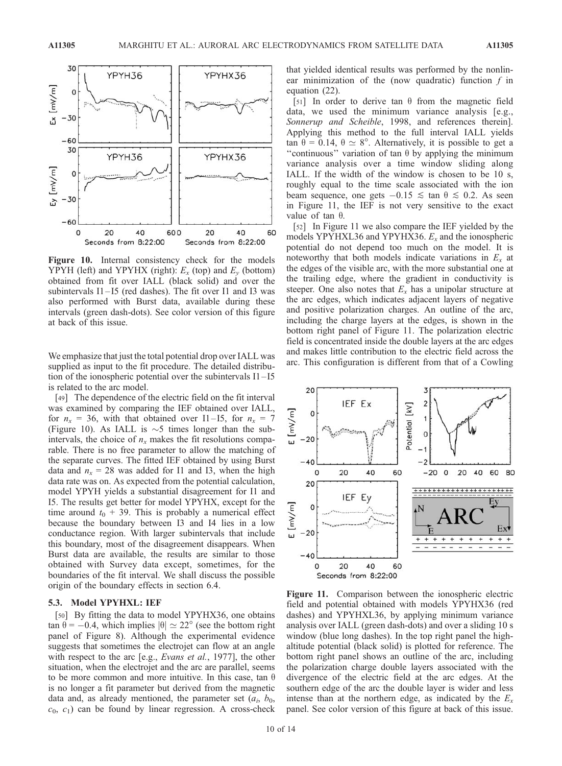Figure 10. Internal consistency check for the models YPYH (left) and YPYHX (right): $E_x$ (top) and $E_y$ (bottom) obtained from fit over IALL (black solid) and over the subintervals I1–I5 (red dashes). The fit over I1 and I3 was also performed with Burst data, available during these intervals (green dash-dots). See color version of this figure at back of this issue.

We emphasize that just the total potential drop over IALL was supplied as input to the fit procedure. The detailed distribution of the ionospheric potential over the subintervals I1–I5 is related to the arc model.

[49] The dependence of the electric field on the fit interval was examined by comparing the IEF obtained over IALL, for $n_x$ = 36, with that obtained over I1–I5, for $n_x$ = 7 (Figure 10). As IALL is ~5 times longer than the subintervals, the choice of $n_x$ makes the fit resolutions comparable. There is no free parameter to allow the matching of the separate curves. The fitted IEF obtained by using Burst data and $n_x$ = 28 was added for I1 and I3, when the high data rate was on. As expected from the potential calculation, model YPYH yields a substantial disagreement for I1 and I5. The results get better for model YPYHX, except for the time around $t_0$ + 39. This is probably a numerical effect because the boundary between I3 and I4 lies in a low conductance region. With larger subintervals that include this boundary, most of the disagreement disappears. When Burst data are available, the results are similar to those obtained with Survey data except, sometimes, for the boundaries of the fit interval. We shall discuss the possible origin of the boundary effects in section 6.4.

### 5.3. Model YPYHXL: IEF

[50] By fitting the data to model YPYHX36, one obtains tan $\theta$ = −0.4, which implies $|\theta| \simeq 22°$ (see the bottom right panel of Figure 8). Although the experimental evidence suggests that sometimes the electrojet can flow at an angle with respect to the arc [e.g., *Evans et al.*, 1977], the other situation, when the electrojet and the arc are parallel, seems to be more common and more intuitive. In this case, tan $\theta$ is no longer a fit parameter but derived from the magnetic data and, as already mentioned, the parameter set ($a_i$, $b_0$, $c_0$, $c_1$) can be found by linear regression. A cross-check that yielded identical results was performed by the nonlinear minimization of the (now quadratic) function $f$ in equation (22).

[51] In order to derive tan $\theta$ from the magnetic field data, we used the minimum variance analysis [e.g., *Sonnerup and Scheible*, 1998, and references therein]. Applying this method to the full interval IALL yields tan $\theta$ = 0.14, $\theta \simeq 8°$. Alternatively, it is possible to get a "continuous" variation of tan $\theta$ by applying the minimum variance analysis over a time window sliding along IALL. If the width of the window is chosen to be 10 s, roughly equal to the time scale associated with the ion beam sequence, one gets $-0.15 \lesssim \tan\theta \lesssim 0.2$. As seen in Figure 11, the IEF is not very sensitive to the exact value of tan $\theta$.

[52] In Figure 11 we also compare the IEF yielded by the models YPYHXL36 and YPYHX36. $E_x$ and the ionospheric potential do not depend too much on the model. It is noteworthy that both models indicate variations in $E_x$ at the edges of the visible arc, with the more substantial one at the trailing edge, where the gradient in conductivity is steeper. One also notes that $E_x$ has a unipolar structure at the arc edges, which indicates adjacent layers of negative and positive polarization charges. An outline of the arc, including the charge layers at the edges, is shown in the bottom right panel of Figure 11. The polarization electric field is concentrated inside the double layers at the arc edges and makes little contribution to the electric field across the arc. This configuration is different from that of a Cowling

Figure 11. Comparison between the ionospheric electric field and potential obtained with models YPYHX36 (red dashes) and YPYHXL36, by applying minimum variance analysis over IALL (green dash-dots) and over a sliding 10 s window (blue long dashes). In the top right panel the high-altitude potential (black solid) is plotted for reference. The bottom right panel shows an outline of the arc, including the polarization charge double layers associated with the divergence of the electric field at the arc edges. At the southern edge of the arc the double layer is wider and less intense than at the northern edge, as indicated by the $E_x$ panel. See color version of this figure at back of this issue.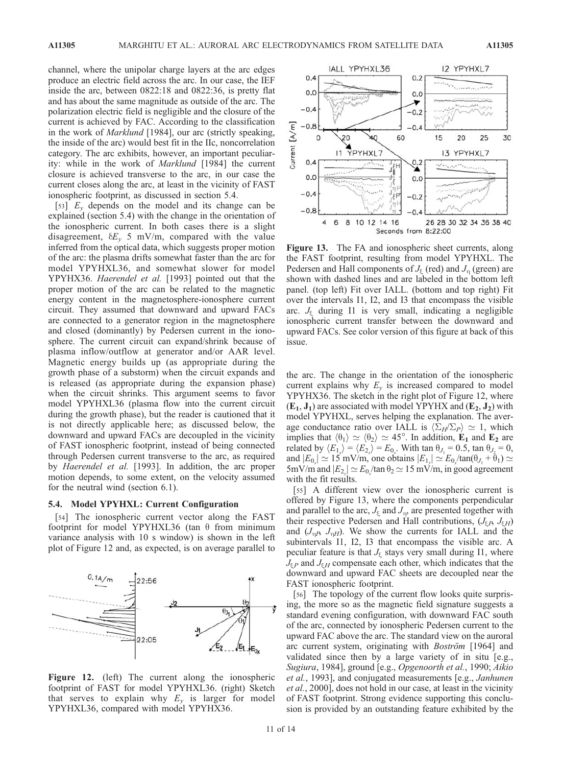channel, where the unipolar charge layers at the arc edges produce an electric field across the arc. In our case, the IEF inside the arc, between 0822:18 and 0822:36, is pretty flat and has about the same magnitude as outside of the arc. The polarization electric field is negligible and the closure of the current is achieved by FAC. According to the classification in the work of *Marklund* [1984], our arc (strictly speaking, the inside of the arc) would best fit in the IIc, noncorrelation category. The arc exhibits, however, an important peculiarity: while in the work of *Marklund* [1984] the current closure is achieved transverse to the arc, in our case the current closes along the arc, at least in the vicinity of FAST ionospheric footprint, as discussed in section 5.4.

[53] $E_y$ depends on the model and its change can be explained (section 5.4) with the change in the orientation of the ionospheric current. In both cases there is a slight disagreement, $\delta E_y$ 5 mV/m, compared with the value inferred from the optical data, which suggests proper motion of the arc: the plasma drifts somewhat faster than the arc for model YPYHXL36, and somewhat slower for model YPYHX36. *Haerendel et al.* [1993] pointed out that the proper motion of the arc can be related to the magnetic energy content in the magnetosphere-ionosphere current circuit. They assumed that downward and upward FACs are connected to a generator region in the magnetosphere and closed (dominantly) by Pedersen current in the ionosphere. The current circuit can expand/shrink because of plasma inflow/outflow at generator and/or AAR level. Magnetic energy builds up (as appropriate during the growth phase of a substorm) when the circuit expands and is released (as appropriate during the expansion phase) when the circuit shrinks. This argument seems to favor model YPYHXL36 (plasma flow into the current circuit during the growth phase), but the reader is cautioned that it is not directly applicable here; as discussed below, the downward and upward FACs are decoupled in the vicinity of FAST ionospheric footprint, instead of being connected through Pedersen current transverse to the arc, as required by *Haerendel et al.* [1993]. In addition, the arc proper motion depends, to some extent, on the velocity assumed for the neutral wind (section 6.1).

### 5.4. Model YPYHXL: Current Configuration

[54] The ionospheric current vector along the FAST footprint for model YPYHXL36 (tan θ from minimum variance analysis with 10 s window) is shown in the left plot of Figure 12 and, as expected, is on average parallel to the arc. The change in the orientation of the ionospheric current explains why $E_y$ is increased compared to model YPYHX36. The sketch in the right plot of Figure 12, where $(\mathbf{E_1}, \mathbf{J_1})$ are associated with model YPYHX and $(\mathbf{E_2}, \mathbf{J_2})$ with model YPYHXL, serves helping the explanation. The average conductance ratio over IALL is $\langle \Sigma_H/\Sigma_P \rangle \simeq 1$, which implies that $\langle \theta_1 \rangle \simeq \langle \theta_2 \rangle \simeq 45°$. In addition, $\mathbf{E_1}$ and $\mathbf{E_2}$ are related by $\langle E_{1_x} \rangle = \langle E_{2_x} \rangle = E_{0_x}$. With $\tan\theta_{J_1} = 0.5$, $\tan\theta_{J_2} = 0$, and $|E_{0_x}| \simeq 15$ mV/m, one obtains $|E_{1_y}| \simeq E_{0_x}/\tan(\theta_{J_1} + \theta_1) \simeq$ 5mV/m and $|E_{2_y}| \simeq E_{0_x}/\tan\theta_2 \simeq 15$ mV/m, in good agreement with the fit results.

Figure 12. (left) The current along the ionospheric footprint of FAST for model YPYHXL36. (right) Sketch that serves to explain why $E_y$ is larger for model YPYHXL36, compared with model YPYHX36.

Figure 13. The FA and ionospheric sheet currents, along the FAST footprint, resulting from model YPYHXL. The Pedersen and Hall components of $J_\xi$ (red) and $J_\eta$ (green) are shown with dashed lines and are labeled in the bottom left panel. (top left) Fit over IALL. (bottom and top right) Fit over the intervals I1, I2, and I3 that encompass the visible arc. $J_\xi$ during I1 is very small, indicating a negligible ionospheric current transfer between the downward and upward FACs. See color version of this figure at back of this issue.

[55] A different view over the ionospheric current is offered by Figure 13, where the components perpendicular and parallel to the arc, $J_\xi$ and $J_\eta$, are presented together with their respective Pedersen and Hall contributions, $(J_{\xi P}, J_{\xi H})$ and $(J_{\eta P}, J_{\eta H})$. We show the currents for IALL and the subintervals I1, I2, I3 that encompass the visible arc. A peculiar feature is that $J_\xi$ stays very small during I1, where $J_{\xi P}$ and $J_{\xi H}$ compensate each other, which indicates that the downward and upward FAC sheets are decoupled near the FAST ionospheric footprint.

[56] The topology of the current flow looks quite surprising, the more so as the magnetic field signature suggests a standard evening configuration, with downward FAC south of the arc, connected by ionospheric Pedersen current to the upward FAC above the arc. The standard view on the auroral arc current system, originating with *Boström* [1964] and validated since then by a large variety of in situ [e.g., *Sugiura*, 1984], ground [e.g., *Opgenoorth et al.*, 1990; *Aikio et al.*, 1993], and conjugated measurements [e.g., *Janhunen et al.*, 2000], does not hold in our case, at least in the vicinity of FAST footprint. Strong evidence supporting this conclusion is provided by an outstanding feature exhibited by the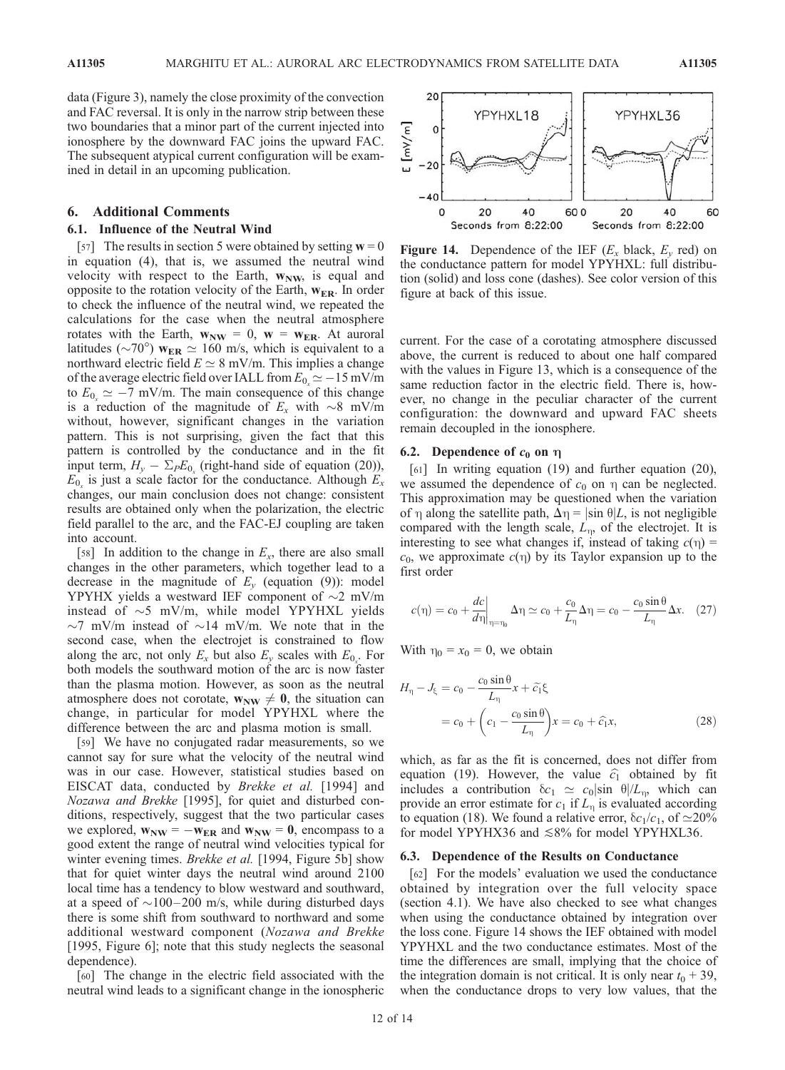data (Figure 3), namely the close proximity of the convection and FAC reversal. It is only in the narrow strip between these two boundaries that a minor part of the current injected into ionosphere by the downward FAC joins the upward FAC. The subsequent atypical current configuration will be examined in detail in an upcoming publication.

## 6. Additional Comments

### 6.1. Influence of the Neutral Wind

[57] The results in section 5 were obtained by setting $\mathbf{w} = 0$ in equation (4), that is, we assumed the neutral wind velocity with respect to the Earth, $\mathbf{w_{NW}}$, is equal and opposite to the rotation velocity of the Earth, $\mathbf{w_{ER}}$. In order to check the influence of the neutral wind, we repeated the calculations for the case when the neutral atmosphere rotates with the Earth, $\mathbf{w_{NW}} = 0$, $\mathbf{w} = \mathbf{w_{ER}}$. At auroral latitudes ($\sim 70°$) $\mathbf{w_{ER}} \simeq 160$ m/s, which is equivalent to a northward electric field $E \simeq 8$ mV/m. This implies a change of the average electric field over IALL from $E_{0_x} \simeq -15$ mV/m to $E_{0_x} \simeq -7$ mV/m. The main consequence of this change is a reduction of the magnitude of $E_x$ with $\sim 8$ mV/m without, however, significant changes in the variation pattern. This is not surprising, given the fact that this pattern is controlled by the conductance and in the fit input term, $H_y - \Sigma_P E_{0_x}$ (right-hand side of equation (20)), $E_{0_x}$ is just a scale factor for the conductance. Although $E_x$ changes, our main conclusion does not change: consistent results are obtained only when the polarization, the electric field parallel to the arc, and the FAC-EJ coupling are taken into account.

[58] In addition to the change in $E_x$, there are also small changes in the other parameters, which together lead to a decrease in the magnitude of $E_y$ (equation (9)): model YPYHX yields a westward IEF component of $\sim 2$ mV/m instead of $\sim 5$ mV/m, while model YPYHXL yields $\sim 7$ mV/m instead of $\sim 14$ mV/m. We note that in the second case, when the electrojet is constrained to flow along the arc, not only $E_x$ but also $E_y$ scales with $E_{0_x}$. For both models the southward motion of the arc is now faster than the plasma motion. However, as soon as the neutral atmosphere does not corotate, $\mathbf{w_{NW}} \neq \mathbf{0}$, the situation can change, in particular for model YPYHXL where the difference between the arc and plasma motion is small.

[59] We have no conjugated radar measurements, so we cannot say for sure what the velocity of the neutral wind was in our case. However, statistical studies based on EISCAT data, conducted by *Brekke et al.* [1994] and *Nozawa and Brekke* [1995], for quiet and disturbed conditions, respectively, suggest that the two particular cases we explored, $\mathbf{w_{NW}} = -\mathbf{w_{ER}}$ and $\mathbf{w_{NW}} = \mathbf{0}$, encompass to a good extent the range of neutral wind velocities typical for winter evening times. *Brekke et al.* [1994, Figure 5b] show that for quiet winter days the neutral wind around 2100 local time has a tendency to blow westward and southward, at a speed of $\sim 100$–$200$ m/s, while during disturbed days there is some shift from southward to northward and some additional westward component (*Nozawa and Brekke* [1995, Figure 6]; note that this study neglects the seasonal dependence).

[60] The change in the electric field associated with the neutral wind leads to a significant change in the ionospheric current. For the case of a corotating atmosphere discussed above, the current is reduced to about one half compared with the values in Figure 13, which is a consequence of the same reduction factor in the electric field. There is, however, no change in the peculiar character of the current configuration: the downward and upward FAC sheets remain decoupled in the ionosphere.

**Figure 14.** Dependence of the IEF ($E_x$ black, $E_y$ red) on the conductance pattern for model YPYHXL: full distribution (solid) and loss cone (dashes). See color version of this figure at back of this issue.

### 6.2. Dependence of $c_0$ on $\eta$

[61] In writing equation (19) and further equation (20), we assumed the dependence of $c_0$ on $\eta$ can be neglected. This approximation may be questioned when the variation of $\eta$ along the satellite path, $\Delta\eta = |\sin\theta| L$, is not negligible compared with the length scale, $L_\eta$, of the electrojet. It is interesting to see what changes if, instead of taking $c(\eta) = c_0$, we approximate $c(\eta)$ by its Taylor expansion up to the first order

$$c(\eta) = c_0 + \left.\frac{dc}{d\eta}\right|_{\eta=\eta_0} \Delta\eta \simeq c_0 + \frac{c_0}{L_\eta}\Delta\eta = c_0 - \frac{c_0 \sin\theta}{L_\eta}\Delta x. \quad (27)$$

With $\eta_0 = x_0 = 0$, we obtain

$$\begin{aligned} H_\eta - J_\xi &= c_0 - \frac{c_0 \sin\theta}{L_\eta} x + \tilde{c}_1 \xi \\ &= c_0 + \left( c_1 - \frac{c_0 \sin\theta}{L_\eta} \right) x = c_0 + \hat{c}_1 x, \end{aligned} \quad (28)$$

which, as far as the fit is concerned, does not differ from equation (19). However, the value $\hat{c}_1$ obtained by fit includes a contribution $\delta c_1 \simeq c_0 |\sin\theta| / L_\eta$, which can provide an error estimate for $c_1$ if $L_\eta$ is evaluated according to equation (18). We found a relative error, $\delta c_1 / c_1$, of $\simeq 20\%$ for model YPYHX36 and $\lesssim 8\%$ for model YPYHXL36.

### 6.3. Dependence of the Results on Conductance

[62] For the models' evaluation we used the conductance obtained by integration over the full velocity space (section 4.1). We have also checked to see what changes when using the conductance obtained by integration over the loss cone. Figure 14 shows the IEF obtained with model YPYHXL and the two conductance estimates. Most of the time the differences are small, implying that the choice of the integration domain is not critical. It is only near $t_0 + 39$, when the conductance drops to very low values, that the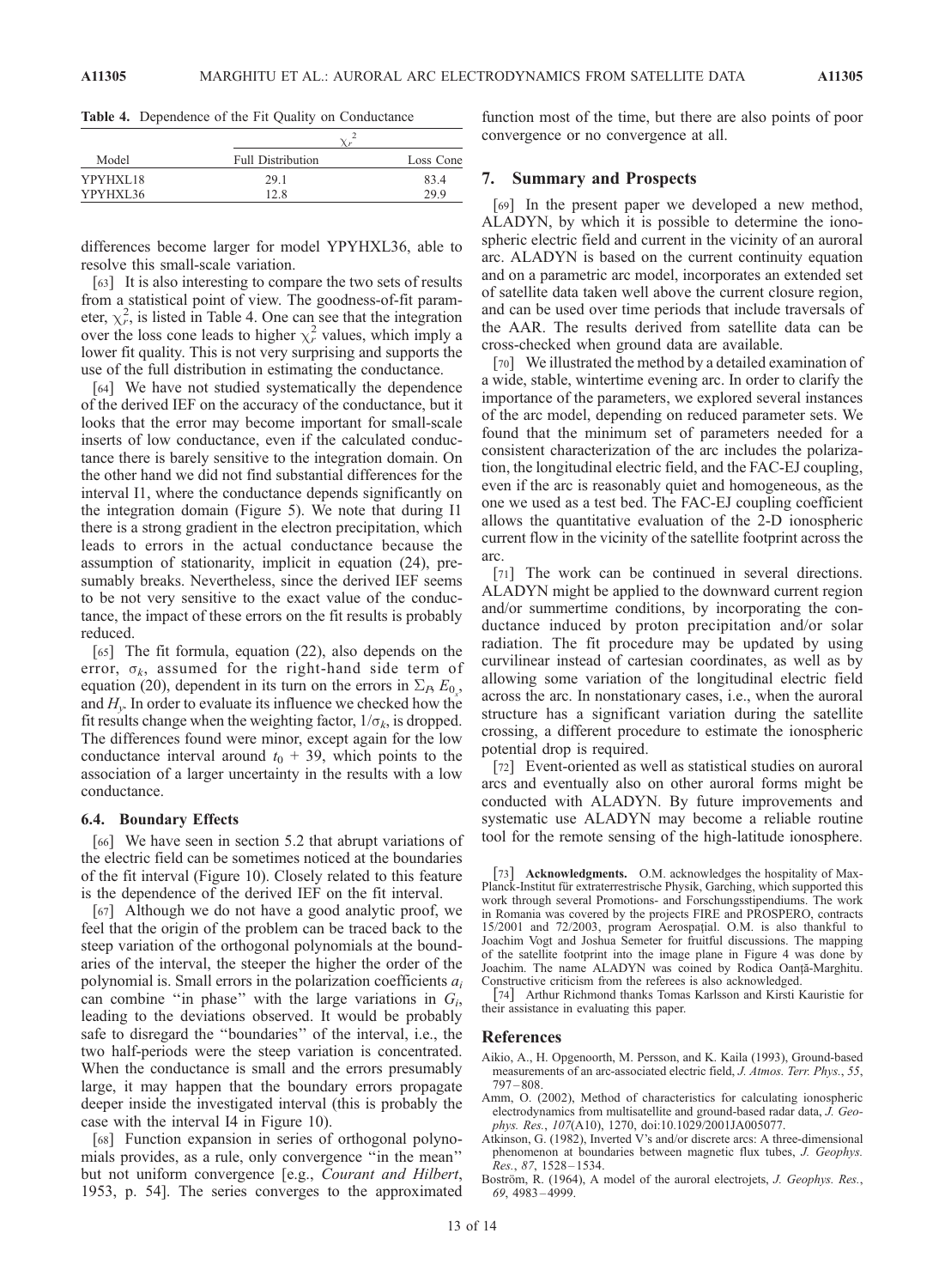**Table 4.** Dependence of the Fit Quality on Conductance

| Model | $\chi_r^2$ | |
|---|---|---|
| | Full Distribution | Loss Cone |
| YPYHXL18 | 29.1 | 83.4 |
| YPYHXL36 | 12.8 | 29.9 |

differences become larger for model YPYHXL36, able to resolve this small-scale variation.

[63] It is also interesting to compare the two sets of results from a statistical point of view. The goodness-of-fit parameter, $\chi_r^2$, is listed in Table 4. One can see that the integration over the loss cone leads to higher $\chi_r^2$ values, which imply a lower fit quality. This is not very surprising and supports the use of the full distribution in estimating the conductance.

[64] We have not studied systematically the dependence of the derived IEF on the accuracy of the conductance, but it looks that the error may become important for small-scale inserts of low conductance, even if the calculated conductance there is barely sensitive to the integration domain. On the other hand we did not find substantial differences for the interval I1, where the conductance depends significantly on the integration domain (Figure 5). We note that during I1 there is a strong gradient in the electron precipitation, which leads to errors in the actual conductance because the assumption of stationarity, implicit in equation (24), presumably breaks. Nevertheless, since the derived IEF seems to be not very sensitive to the exact value of the conductance, the impact of these errors on the fit results is probably reduced.

[65] The fit formula, equation (22), also depends on the error, $\sigma_k$, assumed for the right-hand side term of equation (20), dependent in its turn on the errors in $\Sigma_P$, $E_{0_y}$, and $H_y$. In order to evaluate its influence we checked how the fit results change when the weighting factor, $1/\sigma_k$, is dropped. The differences found were minor, except again for the low conductance interval around $t_0 + 39$, which points to the association of a larger uncertainty in the results with a low conductance.

### 6.4. Boundary Effects

[66] We have seen in section 5.2 that abrupt variations of the electric field can be sometimes noticed at the boundaries of the fit interval (Figure 10). Closely related to this feature is the dependence of the derived IEF on the fit interval.

[67] Although we do not have a good analytic proof, we feel that the origin of the problem can be traced back to the steep variation of the orthogonal polynomials at the boundaries of the interval, the steeper the higher the order of the polynomial is. Small errors in the polarization coefficients $a_i$ can combine "in phase" with the large variations in $G_i$, leading to the deviations observed. It would be probably safe to disregard the "boundaries" of the interval, i.e., the two half-periods were the steep variation is concentrated. When the conductance is small and the errors presumably large, it may happen that the boundary errors propagate deeper inside the investigated interval (this is probably the case with the interval I4 in Figure 10).

[68] Function expansion in series of orthogonal polynomials provides, as a rule, only convergence "in the mean" but not uniform convergence [e.g., *Courant and Hilbert*, 1953, p. 54]. The series converges to the approximated function most of the time, but there are also points of poor convergence or no convergence at all.

## 7. Summary and Prospects

[69] In the present paper we developed a new method, ALADYN, by which it is possible to determine the ionospheric electric field and current in the vicinity of an auroral arc. ALADYN is based on the current continuity equation and on a parametric arc model, incorporates an extended set of satellite data taken well above the current closure region, and can be used over time periods that include traversals of the AAR. The results derived from satellite data can be cross-checked when ground data are available.

[70] We illustrated the method by a detailed examination of a wide, stable, wintertime evening arc. In order to clarify the importance of the parameters, we explored several instances of the arc model, depending on reduced parameter sets. We found that the minimum set of parameters needed for a consistent characterization of the arc includes the polarization, the longitudinal electric field, and the FAC-EJ coupling, even if the arc is reasonably quiet and homogeneous, as the one we used as a test bed. The FAC-EJ coupling coefficient allows the quantitative evaluation of the 2-D ionospheric current flow in the vicinity of the satellite footprint across the arc.

[71] The work can be continued in several directions. ALADYN might be applied to the downward current region and/or summertime conditions, by incorporating the conductance induced by proton precipitation and/or solar radiation. The fit procedure may be updated by using curvilinear instead of cartesian coordinates, as well as by allowing some variation of the longitudinal electric field across the arc. In nonstationary cases, i.e., when the auroral structure has a significant variation during the satellite crossing, a different procedure to estimate the ionospheric potential drop is required.

[72] Event-oriented as well as statistical studies on auroral arcs and eventually also on other auroral forms might be conducted with ALADYN. By future improvements and systematic use ALADYN may become a reliable routine tool for the remote sensing of the high-latitude ionosphere.

[73] **Acknowledgments.** O.M. acknowledges the hospitality of Max-Planck-Institut für extraterrestrische Physik, Garching, which supported this work through several Promotions- and Forschungsstipendiums. The work in Romania was covered by the projects FIRE and PROSPERO, contracts 15/2001 and 72/2003, program Aerospaţial. O.M. is also thankful to Joachim Vogt and Joshua Semeter for fruitful discussions. The mapping of the satellite footprint into the image plane in Figure 4 was done by Joachim. The name ALADYN was coined by Rodica Oanţă-Marghitu. Constructive criticism from the referees is also acknowledged.

[74] Arthur Richmond thanks Tomas Karlsson and Kirsti Kauristie for their assistance in evaluating this paper.

## References

Aikio, A., H. Opgenoorth, M. Persson, and K. Kaila (1993), Ground-based measurements of an arc-associated electric field, *J. Atmos. Terr. Phys.*, *55*, 797–808.

Amm, O. (2002), Method of characteristics for calculating ionospheric electrodynamics from multisatellite and ground-based radar data, *J. Geophys. Res.*, *107*(A10), 1270, doi:10.1029/2001JA005077.

Atkinson, G. (1982), Inverted V's and/or discrete arcs: A three-dimensional phenomenon at boundaries between magnetic flux tubes, *J. Geophys. Res.*, *87*, 1528–1534.

Boström, R. (1964), A model of the auroral electrojets, *J. Geophys. Res.*, *69*, 4983–4999.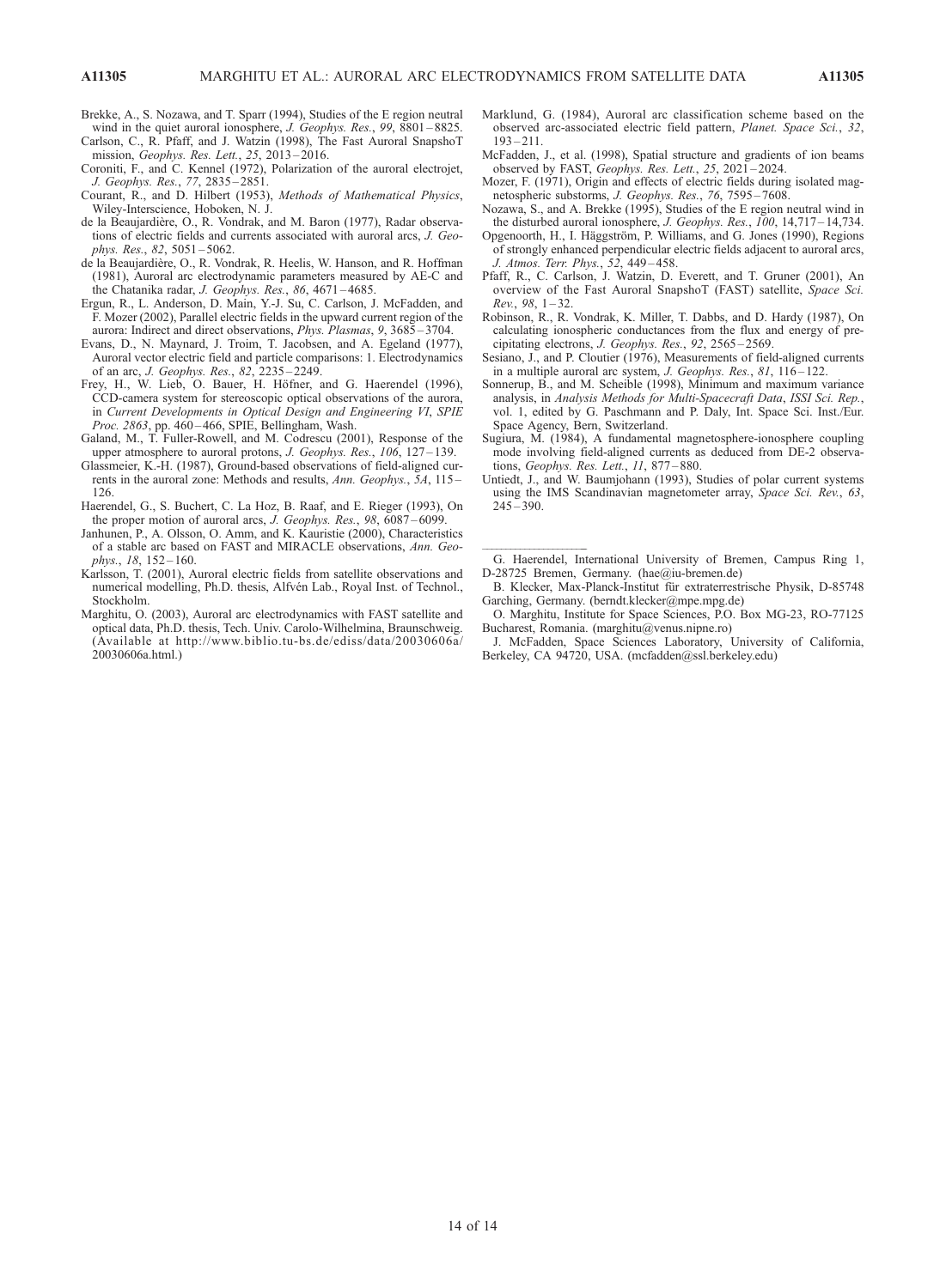Brekke, A., S. Nozawa, and T. Sparr (1994), Studies of the E region neutral wind in the quiet auroral ionosphere, *J. Geophys. Res.*, *99*, 8801–8825.

Carlson, C., R. Pfaff, and J. Watzin (1998), The Fast Auroral SnapshoT mission, *Geophys. Res. Lett.*, *25*, 2013–2016.

Coroniti, F., and C. Kennel (1972), Polarization of the auroral electrojet, *J. Geophys. Res.*, *77*, 2835–2851.

Courant, R., and D. Hilbert (1953), *Methods of Mathematical Physics*, Wiley-Interscience, Hoboken, N. J.

de la Beaujardière, O., R. Vondrak, and M. Baron (1977), Radar observations of electric fields and currents associated with auroral arcs, *J. Geophys. Res.*, *82*, 5051–5062.

de la Beaujardière, O., R. Vondrak, R. Heelis, W. Hanson, and R. Hoffman (1981), Auroral arc electrodynamic parameters measured by AE-C and the Chatanika radar, *J. Geophys. Res.*, *86*, 4671–4685.

Ergun, R., L. Anderson, D. Main, Y.-J. Su, C. Carlson, J. McFadden, and F. Mozer (2002), Parallel electric fields in the upward current region of the aurora: Indirect and direct observations, *Phys. Plasmas*, *9*, 3685–3704.

Evans, D., N. Maynard, J. Troim, T. Jacobsen, and A. Egeland (1977), Auroral vector electric field and particle comparisons: 1. Electrodynamics of an arc, *J. Geophys. Res.*, *82*, 2235–2249.

Frey, H., W. Lieb, O. Bauer, H. Höfner, and G. Haerendel (1996), CCD-camera system for stereoscopic optical observations of the aurora, in *Current Developments in Optical Design and Engineering VI*, *SPIE Proc. 2863*, pp. 460–466, SPIE, Bellingham, Wash.

Galand, M., T. Fuller-Rowell, and M. Codrescu (2001), Response of the upper atmosphere to auroral protons, *J. Geophys. Res.*, *106*, 127–139.

Glassmeier, K.-H. (1987), Ground-based observations of field-aligned currents in the auroral zone: Methods and results, *Ann. Geophys.*, *5A*, 115–126.

Haerendel, G., S. Buchert, C. La Hoz, B. Raaf, and E. Rieger (1993), On the proper motion of auroral arcs, *J. Geophys. Res.*, *98*, 6087–6099.

Janhunen, P., A. Olsson, O. Amm, and K. Kauristie (2000), Characteristics of a stable arc based on FAST and MIRACLE observations, *Ann. Geophys.*, *18*, 152–160.

Karlsson, T. (2001), Auroral electric fields from satellite observations and numerical modelling, Ph.D. thesis, Alfvén Lab., Royal Inst. of Technol., Stockholm.

Marghitu, O. (2003), Auroral arc electrodynamics with FAST satellite and optical data, Ph.D. thesis, Tech. Univ. Carolo-Wilhelmina, Braunschweig. (Available at http://www.biblio.tu-bs.de/ediss/data/20030606a/20030606a.html.)

Marklund, G. (1984), Auroral arc classification scheme based on the observed arc-associated electric field pattern, *Planet. Space Sci.*, *32*, 193–211.

McFadden, J., et al. (1998), Spatial structure and gradients of ion beams observed by FAST, *Geophys. Res. Lett.*, *25*, 2021–2024.

Mozer, F. (1971), Origin and effects of electric fields during isolated magnetospheric substorms, *J. Geophys. Res.*, *76*, 7595–7608.

Nozawa, S., and A. Brekke (1995), Studies of the E region neutral wind in the disturbed auroral ionosphere, *J. Geophys. Res.*, *100*, 14,717–14,734.

Opgenoorth, H., I. Häggström, P. Williams, and G. Jones (1990), Regions of strongly enhanced perpendicular electric fields adjacent to auroral arcs, *J. Atmos. Terr. Phys.*, *52*, 449–458.

Pfaff, R., C. Carlson, J. Watzin, D. Everett, and T. Gruner (2001), An overview of the Fast Auroral SnapshoT (FAST) satellite, *Space Sci. Rev.*, *98*, 1–32.

Robinson, R., R. Vondrak, K. Miller, T. Dabbs, and D. Hardy (1987), On calculating ionospheric conductances from the flux and energy of precipitating electrons, *J. Geophys. Res.*, *92*, 2565–2569.

Sesiano, J., and P. Cloutier (1976), Measurements of field-aligned currents in a multiple auroral arc system, *J. Geophys. Res.*, *81*, 116–122.

Sonnerup, B., and M. Scheible (1998), Minimum and maximum variance analysis, in *Analysis Methods for Multi-Spacecraft Data*, *ISSI Sci. Rep.*, vol. 1, edited by G. Paschmann and P. Daly, Int. Space Sci. Inst./Eur. Space Agency, Bern, Switzerland.

Sugiura, M. (1984), A fundamental magnetosphere-ionosphere coupling mode involving field-aligned currents as deduced from DE-2 observations, *Geophys. Res. Lett.*, *11*, 877–880.

Untiedt, J., and W. Baumjohann (1993), Studies of polar current systems using the IMS Scandinavian magnetometer array, *Space Sci. Rev.*, *63*, 245–390.

---

G. Haerendel, International University of Bremen, Campus Ring 1, D-28725 Bremen, Germany. (hae@iu-bremen.de)

B. Klecker, Max-Planck-Institut für extraterrestrische Physik, D-85748 Garching, Germany. (berndt.klecker@mpe.mpg.de)

O. Marghitu, Institute for Space Sciences, P.O. Box MG-23, RO-77125 Bucharest, Romania. (marghitu@venus.nipne.ro)

J. McFadden, Space Sciences Laboratory, University of California, Berkeley, CA 94720, USA. (mcfadden@ssl.berkeley.edu)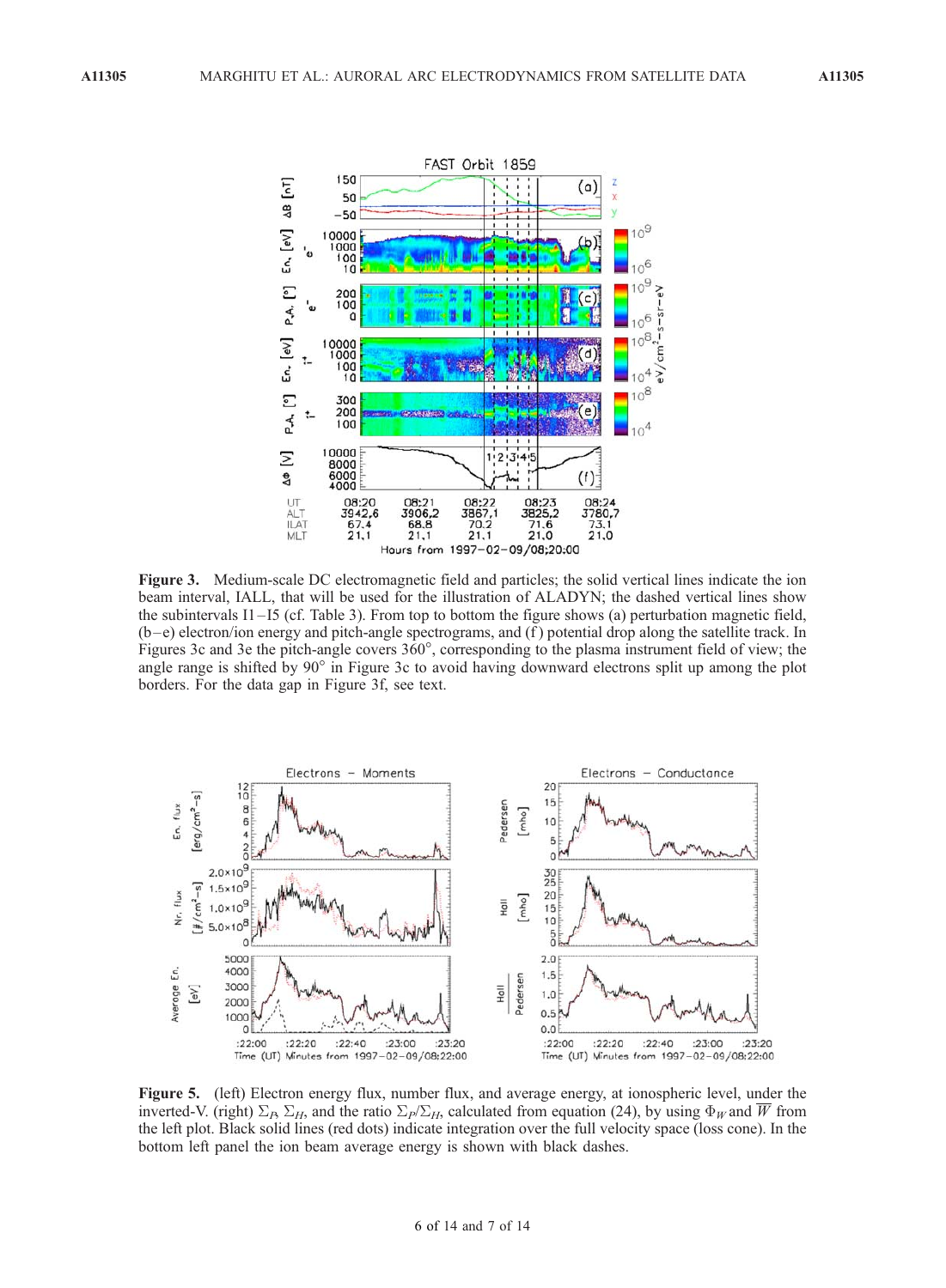**Figure 3.** Medium-scale DC electromagnetic field and particles; the solid vertical lines indicate the ion beam interval, IALL, that will be used for the illustration of ALADYN; the dashed vertical lines show the subintervals I1–I5 (cf. Table 3). From top to bottom the figure shows (a) perturbation magnetic field, (b–e) electron/ion energy and pitch-angle spectrograms, and (f) potential drop along the satellite track. In Figures 3c and 3e the pitch-angle covers 360°, corresponding to the plasma instrument field of view; the angle range is shifted by 90° in Figure 3c to avoid having downward electrons split up among the plot borders. For the data gap in Figure 3f, see text.

**Figure 5.** (left) Electron energy flux, number flux, and average energy, at ionospheric level, under the inverted-V. (right) $\Sigma_P$, $\Sigma_H$, and the ratio $\Sigma_P/\Sigma_H$, calculated from equation (24), by using $\Phi_W$ and $\overline{W}$ from the left plot. Black solid lines (red dots) indicate integration over the full velocity space (loss cone). In the bottom left panel the ion beam average energy is shown with black dashes.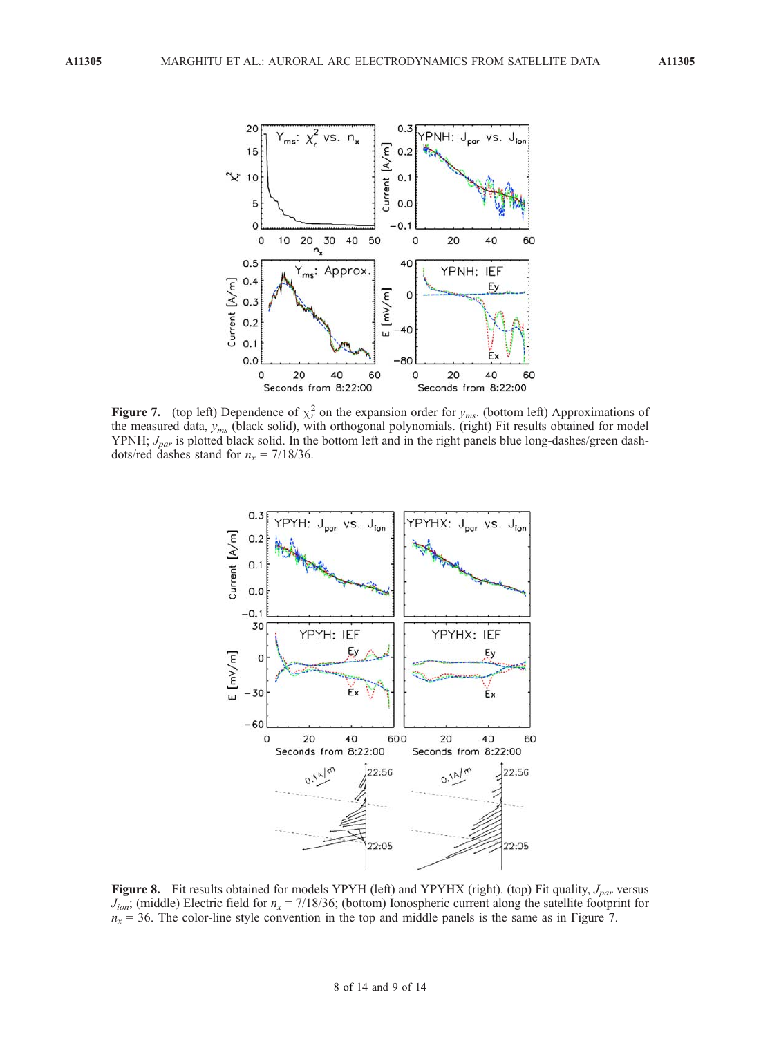**Figure 7.** (top left) Dependence of $\chi_r^2$ on the expansion order for $y_{ms}$. (bottom left) Approximations of the measured data, $y_{ms}$ (black solid), with orthogonal polynomials. (right) Fit results obtained for model YPNH; $J_{par}$ is plotted black solid. In the bottom left and in the right panels blue long-dashes/green dash-dots/red dashes stand for $n_x$ = 7/18/36.

**Figure 8.** Fit results obtained for models YPYH (left) and YPYHX (right). (top) Fit quality, $J_{par}$ versus $J_{ion}$; (middle) Electric field for $n_x$ = 7/18/36; (bottom) Ionospheric current along the satellite footprint for $n_x$ = 36. The color-line style convention in the top and middle panels is the same as in Figure 7.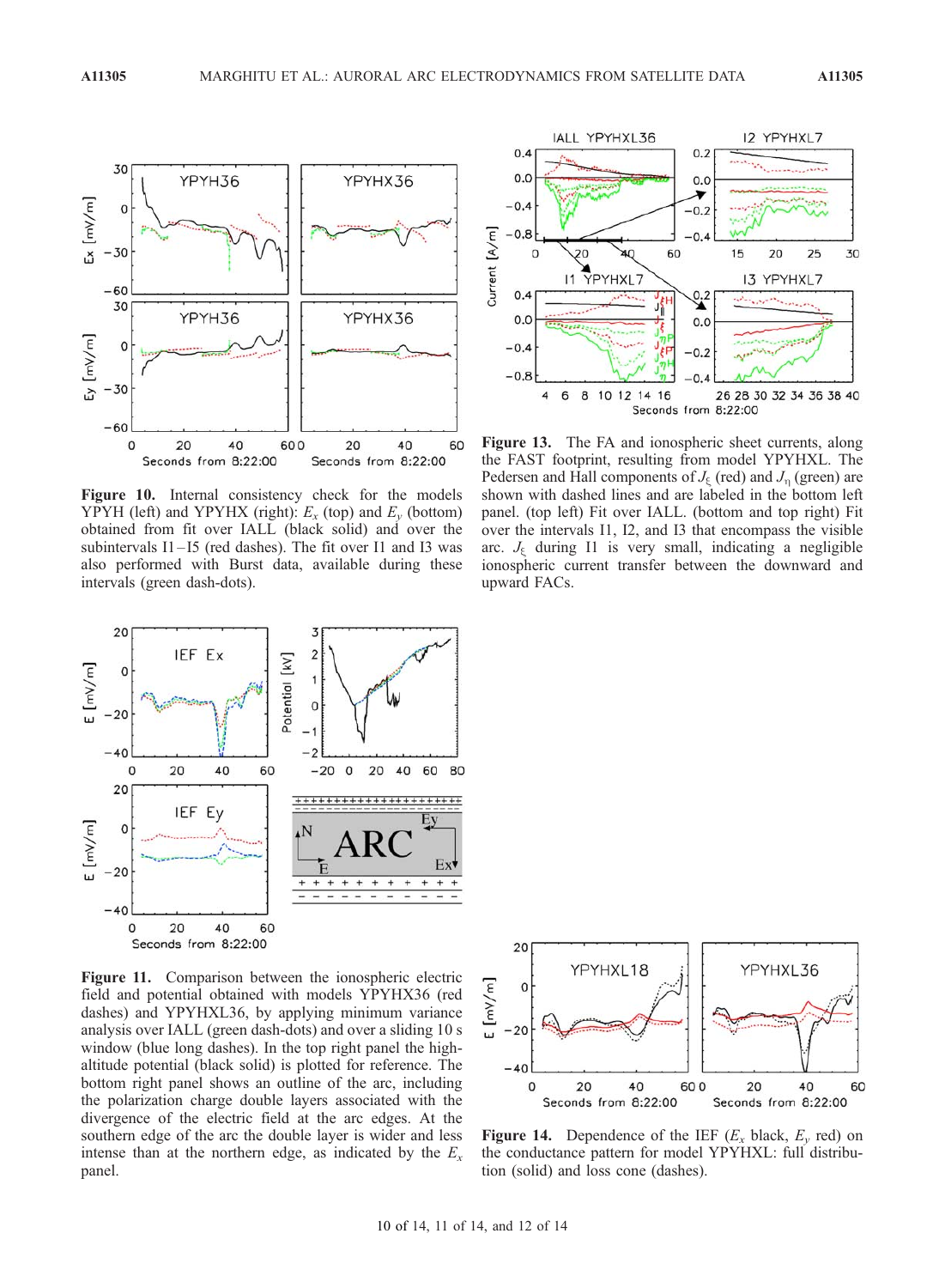YPYH36

YPYHX36

Ex [mV/m]

30
0
−30
−60

YPYH36

YPYHX36

Ey [mV/m]

30
0
−30
−60

0 20 40 60 0 20 40 60

Seconds from 8:22:00 Seconds from 8:22:00

**Figure 10.** Internal consistency check for the models YPYH (left) and YPYHX (right): $E_x$ (top) and $E_y$ (bottom) obtained from fit over IALL (black solid) and over the subintervals I1–I5 (red dashes). The fit over I1 and I3 was also performed with Burst data, available during these intervals (green dash-dots).

IALL YPYHXL36

I2 YPYHXL7

I1 YPYHXL7

I3 YPYHXL7

Current [A/m]

0.4
0.0
−0.4
−0.8

0.2
0.0
−0.2
−0.4

0 20 40 60

15 20 25 30

4 6 8 10 12 14 16

26 28 30 32 34 36 38 40

Seconds from 8:22:00

$J_{\xi H}$ $J_{\|}$ $J_{\xi}$ $J_{\eta P}$ $J_{\xi P}$ $J_{\eta}$ $J_{\eta H}$

**Figure 13.** The FA and ionospheric sheet currents, along the FAST footprint, resulting from model YPYHXL. The Pedersen and Hall components of $J_\xi$ (red) and $J_\eta$ (green) are shown with dashed lines and are labeled in the bottom left panel. (top left) Fit over IALL. (bottom and top right) Fit over the intervals I1, I2, and I3 that encompass the visible arc. $J_\xi$ during I1 is very small, indicating a negligible ionospheric current transfer between the downward and upward FACs.

IEF Ex

IEF Ey

E [mV/m]

20
0
−20
−40

0 20 40 60

Seconds from 8:22:00

Potential [kV]

3 2 1 0 −1 −2

−20 0 20 40 60 80

ARC

N E Ey Ex

**Figure 11.** Comparison between the ionospheric electric field and potential obtained with models YPYHX36 (red dashes) and YPYHXL36, by applying minimum variance analysis over IALL (green dash-dots) and over a sliding 10 s window (blue long dashes). In the top right panel the high-altitude potential (black solid) is plotted for reference. The bottom right panel shows an outline of the arc, including the polarization charge double layers associated with the divergence of the electric field at the arc edges. At the southern edge of the arc the double layer is wider and less intense than at the northern edge, as indicated by the $E_x$ panel.

YPYHXL18

YPYHXL36

E [mV/m]

20
0
−20
−40

0 20 40 60 0 20 40 60

Seconds from 8:22:00 Seconds from 8:22:00

**Figure 14.** Dependence of the IEF ($E_x$ black, $E_y$ red) on the conductance pattern for model YPYHXL: full distribution (solid) and loss cone (dashes).